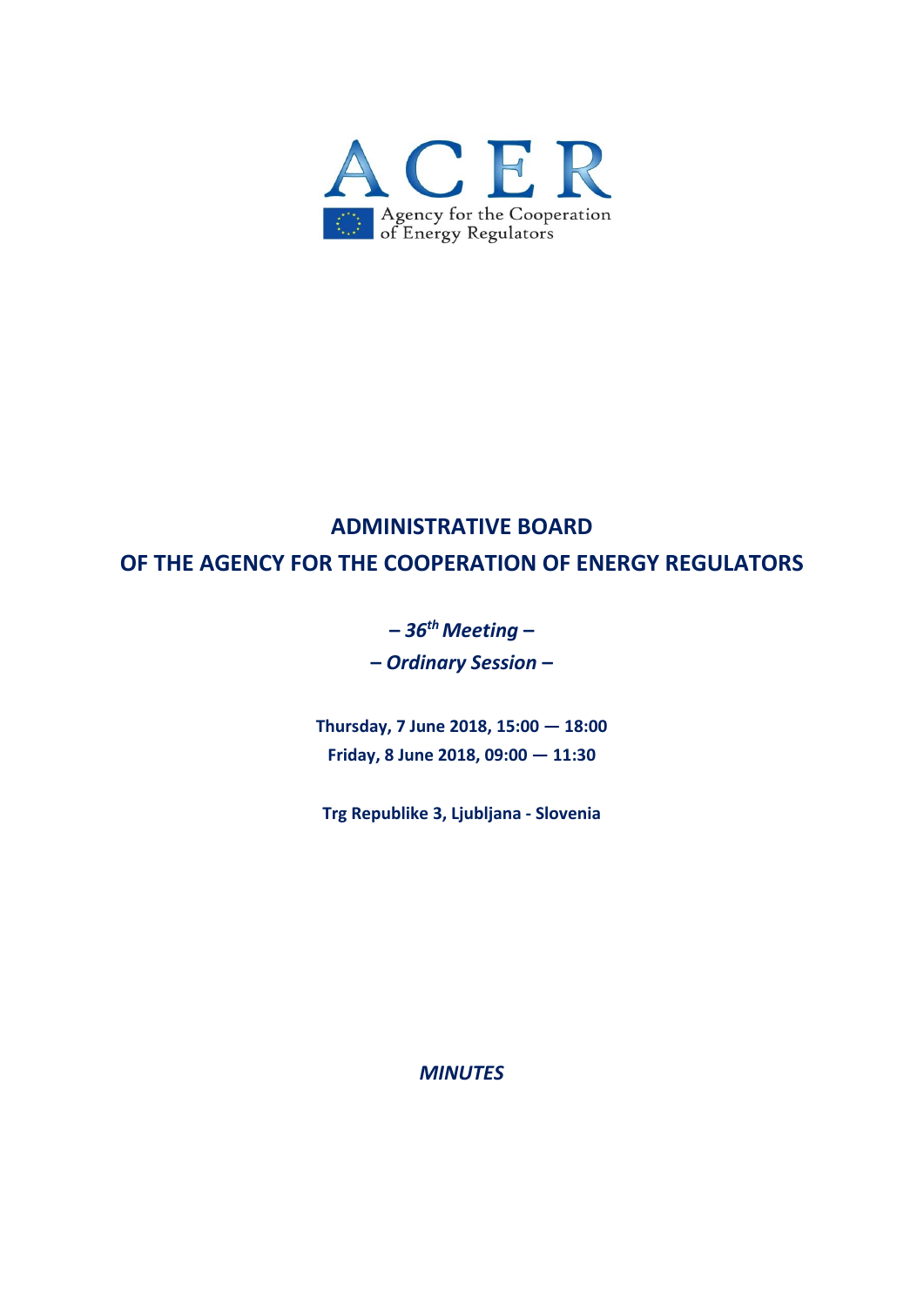ACER

Agency for the Cooperation of Energy Regulators

# ADMINISTRATIVE BOARD
# OF THE AGENCY FOR THE COOPERATION OF ENERGY REGULATORS

***– 36th Meeting –***

***– Ordinary Session –***

**Thursday, 7 June 2018, 15:00 — 18:00**

**Friday, 8 June 2018, 09:00 — 11:30**

**Trg Republike 3, Ljubljana - Slovenia**

***MINUTES***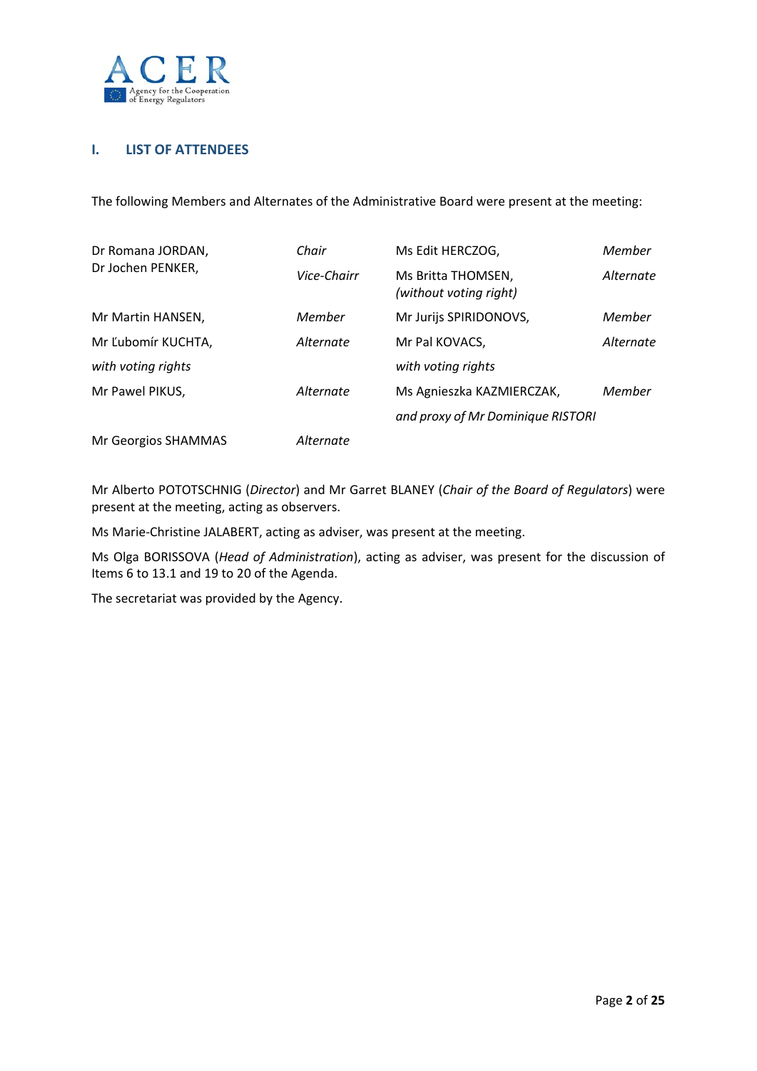## I. LIST OF ATTENDEES

The following Members and Alternates of the Administrative Board were present at the meeting:

| | | | |
|---|---|---|---|
| Dr Romana JORDAN, | *Chair* | Ms Edit HERCZOG, | *Member* |
| Dr Jochen PENKER, | *Vice-Chairr* | Ms Britta THOMSEN, *(without voting right)* | *Alternate* |
| Mr Martin HANSEN, | *Member* | Mr Jurijs SPIRIDONOVS, | *Member* |
| Mr Ľubomír KUCHTA, | *Alternate* | Mr Pal KOVACS, | *Alternate* |
| *with voting rights* | | *with voting rights* | |
| Mr Pawel PIKUS, | *Alternate* | Ms Agnieszka KAZMIERCZAK, | *Member* |
| | | *and proxy of Mr Dominique RISTORI* | |
| Mr Georgios SHAMMAS | *Alternate* | | |

Mr Alberto POTOTSCHNIG (*Director*) and Mr Garret BLANEY (*Chair of the Board of Regulators*) were present at the meeting, acting as observers.

Ms Marie-Christine JALABERT, acting as adviser, was present at the meeting.

Ms Olga BORISSOVA (*Head of Administration*), acting as adviser, was present for the discussion of Items 6 to 13.1 and 19 to 20 of the Agenda.

The secretariat was provided by the Agency.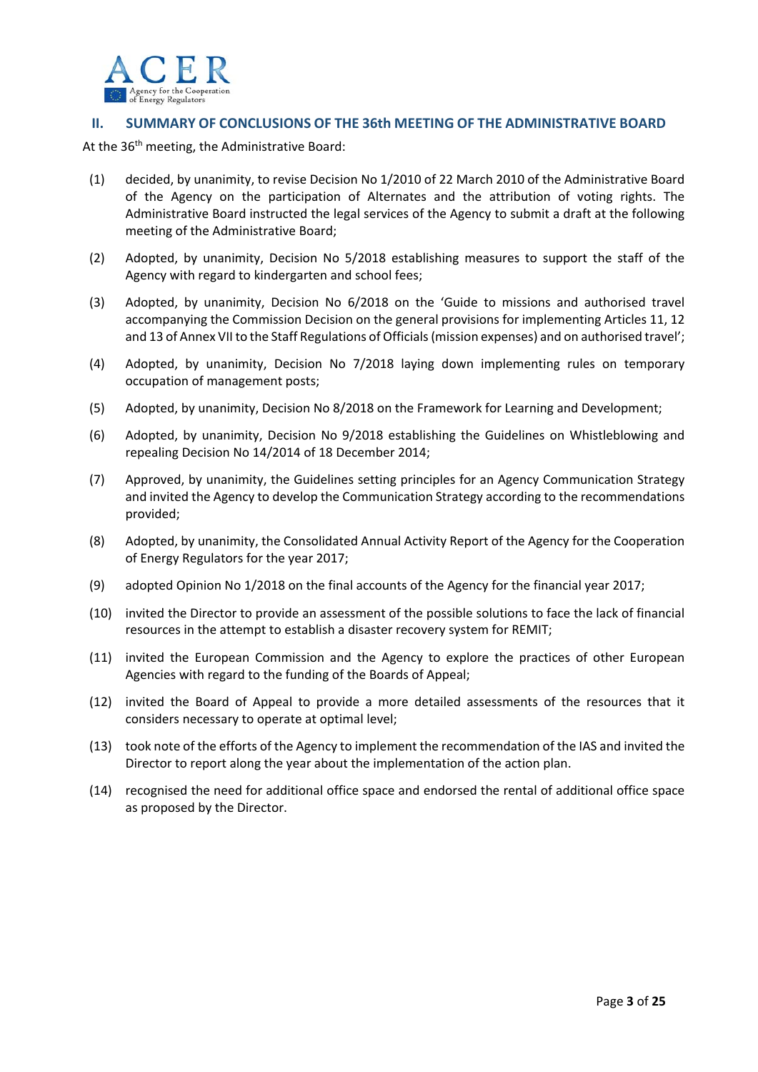## II. SUMMARY OF CONCLUSIONS OF THE 36th MEETING OF THE ADMINISTRATIVE BOARD

At the 36[th] meeting, the Administrative Board:

(1) decided, by unanimity, to revise Decision No 1/2010 of 22 March 2010 of the Administrative Board of the Agency on the participation of Alternates and the attribution of voting rights. The Administrative Board instructed the legal services of the Agency to submit a draft at the following meeting of the Administrative Board;

(2) Adopted, by unanimity, Decision No 5/2018 establishing measures to support the staff of the Agency with regard to kindergarten and school fees;

(3) Adopted, by unanimity, Decision No 6/2018 on the 'Guide to missions and authorised travel accompanying the Commission Decision on the general provisions for implementing Articles 11, 12 and 13 of Annex VII to the Staff Regulations of Officials (mission expenses) and on authorised travel';

(4) Adopted, by unanimity, Decision No 7/2018 laying down implementing rules on temporary occupation of management posts;

(5) Adopted, by unanimity, Decision No 8/2018 on the Framework for Learning and Development;

(6) Adopted, by unanimity, Decision No 9/2018 establishing the Guidelines on Whistleblowing and repealing Decision No 14/2014 of 18 December 2014;

(7) Approved, by unanimity, the Guidelines setting principles for an Agency Communication Strategy and invited the Agency to develop the Communication Strategy according to the recommendations provided;

(8) Adopted, by unanimity, the Consolidated Annual Activity Report of the Agency for the Cooperation of Energy Regulators for the year 2017;

(9) adopted Opinion No 1/2018 on the final accounts of the Agency for the financial year 2017;

(10) invited the Director to provide an assessment of the possible solutions to face the lack of financial resources in the attempt to establish a disaster recovery system for REMIT;

(11) invited the European Commission and the Agency to explore the practices of other European Agencies with regard to the funding of the Boards of Appeal;

(12) invited the Board of Appeal to provide a more detailed assessments of the resources that it considers necessary to operate at optimal level;

(13) took note of the efforts of the Agency to implement the recommendation of the IAS and invited the Director to report along the year about the implementation of the action plan.

(14) recognised the need for additional office space and endorsed the rental of additional office space as proposed by the Director.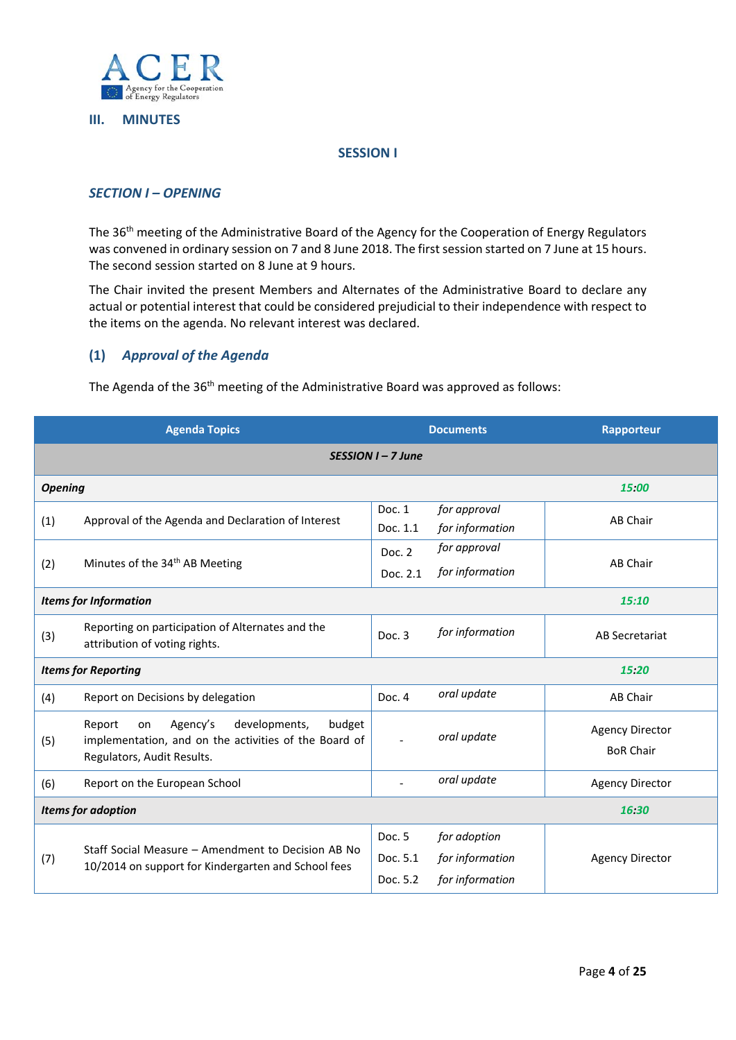## III. MINUTES

### SESSION I

### *SECTION I – OPENING*

The 36th meeting of the Administrative Board of the Agency for the Cooperation of Energy Regulators was convened in ordinary session on 7 and 8 June 2018. The first session started on 7 June at 15 hours. The second session started on 8 June at 9 hours.

The Chair invited the present Members and Alternates of the Administrative Board to declare any actual or potential interest that could be considered prejudicial to their independence with respect to the items on the agenda. No relevant interest was declared.

### (1) *Approval of the Agenda*

The Agenda of the 36th meeting of the Administrative Board was approved as follows:

| | Agenda Topics | Documents | | Rapporteur |
|---|---|---|---|---|
| ***SESSION I – 7 June*** | | | | |
| ***Opening*** | | | | ***15:00*** |
| (1) | Approval of the Agenda and Declaration of Interest | Doc. 1<br>Doc. 1.1 | *for approval*<br>*for information* | AB Chair |
| (2) | Minutes of the 34th AB Meeting | Doc. 2<br>Doc. 2.1 | *for approval*<br>*for information* | AB Chair |
| ***Items for Information*** | | | | ***15:10*** |
| (3) | Reporting on participation of Alternates and the attribution of voting rights. | Doc. 3 | *for information* | AB Secretariat |
| ***Items for Reporting*** | | | | ***15:20*** |
| (4) | Report on Decisions by delegation | Doc. 4 | *oral update* | AB Chair |
| (5) | Report on Agency's developments, budget implementation, and on the activities of the Board of Regulators, Audit Results. | - | *oral update* | Agency Director<br>BoR Chair |
| (6) | Report on the European School | - | *oral update* | Agency Director |
| ***Items for adoption*** | | | | ***16:30*** |
| (7) | Staff Social Measure – Amendment to Decision AB No 10/2014 on support for Kindergarten and School fees | Doc. 5<br>Doc. 5.1<br>Doc. 5.2 | *for adoption*<br>*for information*<br>*for information* | Agency Director |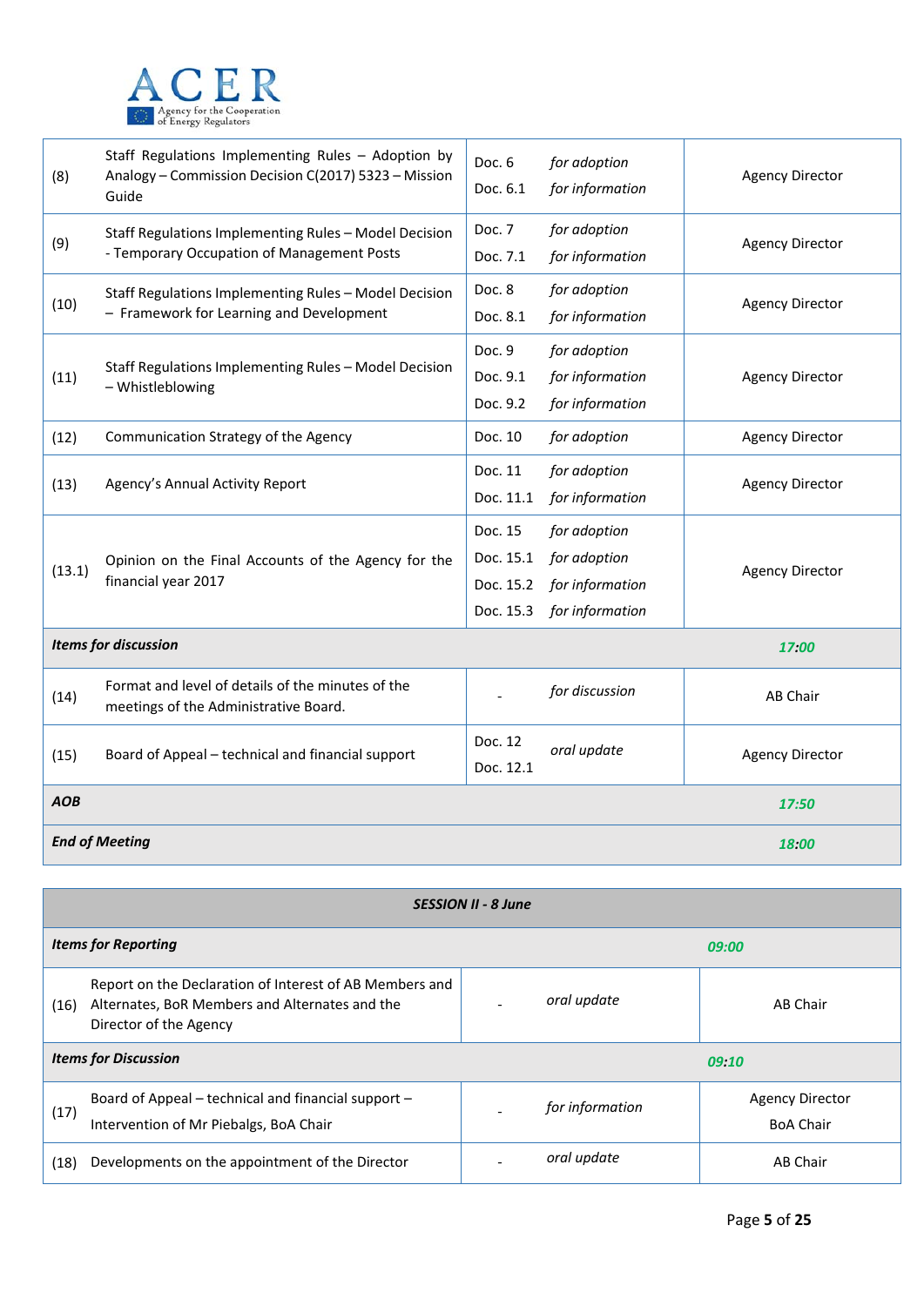| | | | | |
|---|---|---|---|---|
| (8) | Staff Regulations Implementing Rules – Adoption by Analogy – Commission Decision C(2017) 5323 – Mission Guide | Doc. 6<br>Doc. 6.1 | *for adoption*<br>*for information* | Agency Director |
| (9) | Staff Regulations Implementing Rules – Model Decision - Temporary Occupation of Management Posts | Doc. 7<br>Doc. 7.1 | *for adoption*<br>*for information* | Agency Director |
| (10) | Staff Regulations Implementing Rules – Model Decision – Framework for Learning and Development | Doc. 8<br>Doc. 8.1 | *for adoption*<br>*for information* | Agency Director |
| (11) | Staff Regulations Implementing Rules – Model Decision – Whistleblowing | Doc. 9<br>Doc. 9.1<br>Doc. 9.2 | *for adoption*<br>*for information*<br>*for information* | Agency Director |
| (12) | Communication Strategy of the Agency | Doc. 10 | *for adoption* | Agency Director |
| (13) | Agency's Annual Activity Report | Doc. 11<br>Doc. 11.1 | *for adoption*<br>*for information* | Agency Director |
| (13.1) | Opinion on the Final Accounts of the Agency for the financial year 2017 | Doc. 15<br>Doc. 15.1<br>Doc. 15.2<br>Doc. 15.3 | *for adoption*<br>*for adoption*<br>*for information*<br>*for information* | Agency Director |
| ***Items for discussion*** | | | | ***17:00*** |
| (14) | Format and level of details of the minutes of the meetings of the Administrative Board. | - | *for discussion* | AB Chair |
| (15) | Board of Appeal – technical and financial support | Doc. 12<br>Doc. 12.1 | *oral update* | Agency Director |
| ***AOB*** | | | | ***17:50*** |
| ***End of Meeting*** | | | | ***18:00*** |

| | | | | |
|---|---|---|---|---|
| | | ***SESSION II - 8 June*** | | |
| ***Items for Reporting*** | | | ***09:00*** | |
| (16) | Report on the Declaration of Interest of AB Members and Alternates, BoR Members and Alternates and the Director of the Agency | - | *oral update* | AB Chair |
| ***Items for Discussion*** | | | ***09:10*** | |
| (17) | Board of Appeal – technical and financial support – Intervention of Mr Piebalgs, BoA Chair | - | *for information* | Agency Director<br>BoA Chair |
| (18) | Developments on the appointment of the Director | - | *oral update* | AB Chair |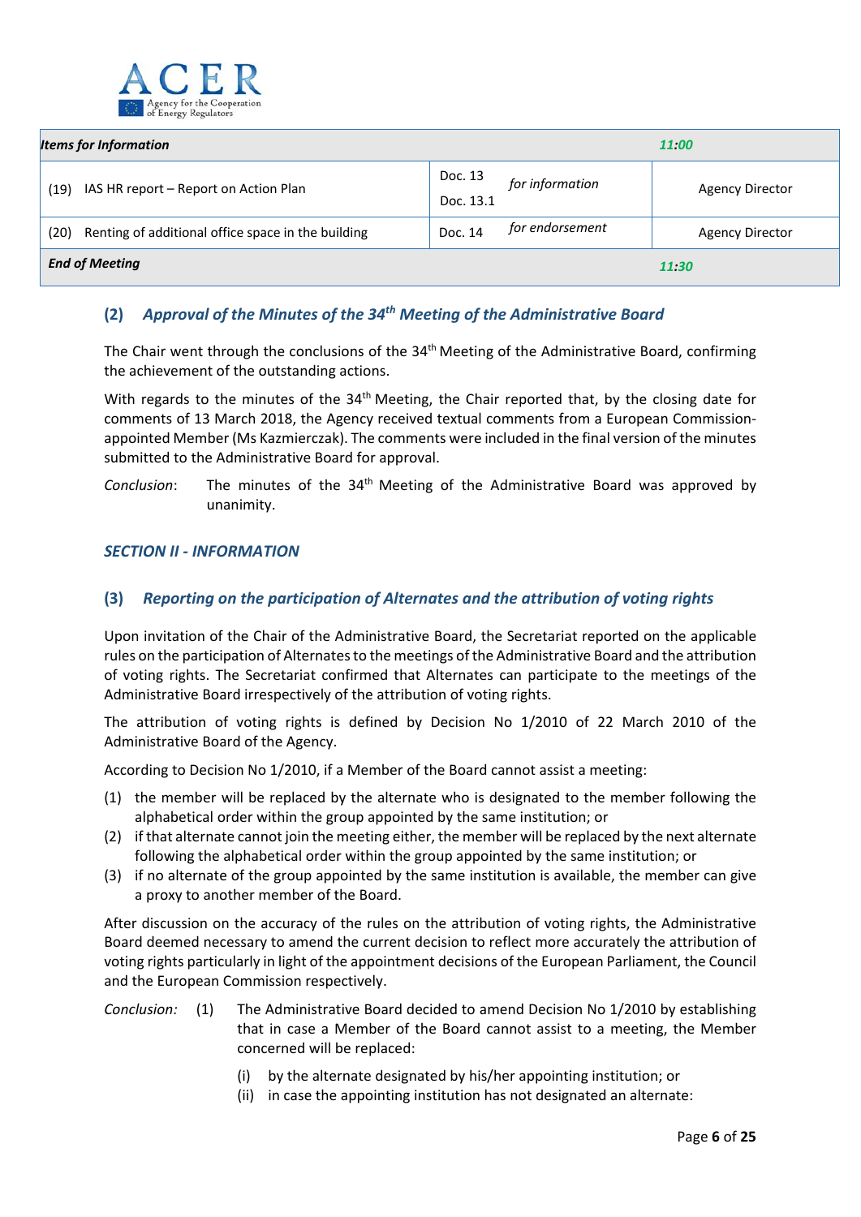| *Items for Information* | | | 11:00 |
|---|---|---|---|
| (19) IAS HR report – Report on Action Plan | Doc. 13<br>Doc. 13.1 | *for information* | Agency Director |
| (20) Renting of additional office space in the building | Doc. 14 | *for endorsement* | Agency Director |
| ***End of Meeting*** | | | 11:30 |

## (2) *Approval of the Minutes of the 34th Meeting of the Administrative Board*

The Chair went through the conclusions of the 34th Meeting of the Administrative Board, confirming the achievement of the outstanding actions.

With regards to the minutes of the 34th Meeting, the Chair reported that, by the closing date for comments of 13 March 2018, the Agency received textual comments from a European Commission-appointed Member (Ms Kazmierczak). The comments were included in the final version of the minutes submitted to the Administrative Board for approval.

*Conclusion*: The minutes of the 34th Meeting of the Administrative Board was approved by unanimity.

### *SECTION II - INFORMATION*

## (3) *Reporting on the participation of Alternates and the attribution of voting rights*

Upon invitation of the Chair of the Administrative Board, the Secretariat reported on the applicable rules on the participation of Alternates to the meetings of the Administrative Board and the attribution of voting rights. The Secretariat confirmed that Alternates can participate to the meetings of the Administrative Board irrespectively of the attribution of voting rights.

The attribution of voting rights is defined by Decision No 1/2010 of 22 March 2010 of the Administrative Board of the Agency.

According to Decision No 1/2010, if a Member of the Board cannot assist a meeting:

(1) the member will be replaced by the alternate who is designated to the member following the alphabetical order within the group appointed by the same institution; or
(2) if that alternate cannot join the meeting either, the member will be replaced by the next alternate following the alphabetical order within the group appointed by the same institution; or
(3) if no alternate of the group appointed by the same institution is available, the member can give a proxy to another member of the Board.

After discussion on the accuracy of the rules on the attribution of voting rights, the Administrative Board deemed necessary to amend the current decision to reflect more accurately the attribution of voting rights particularly in light of the appointment decisions of the European Parliament, the Council and the European Commission respectively.

*Conclusion:* (1) The Administrative Board decided to amend Decision No 1/2010 by establishing that in case a Member of the Board cannot assist to a meeting, the Member concerned will be replaced:

(i) by the alternate designated by his/her appointing institution; or
(ii) in case the appointing institution has not designated an alternate: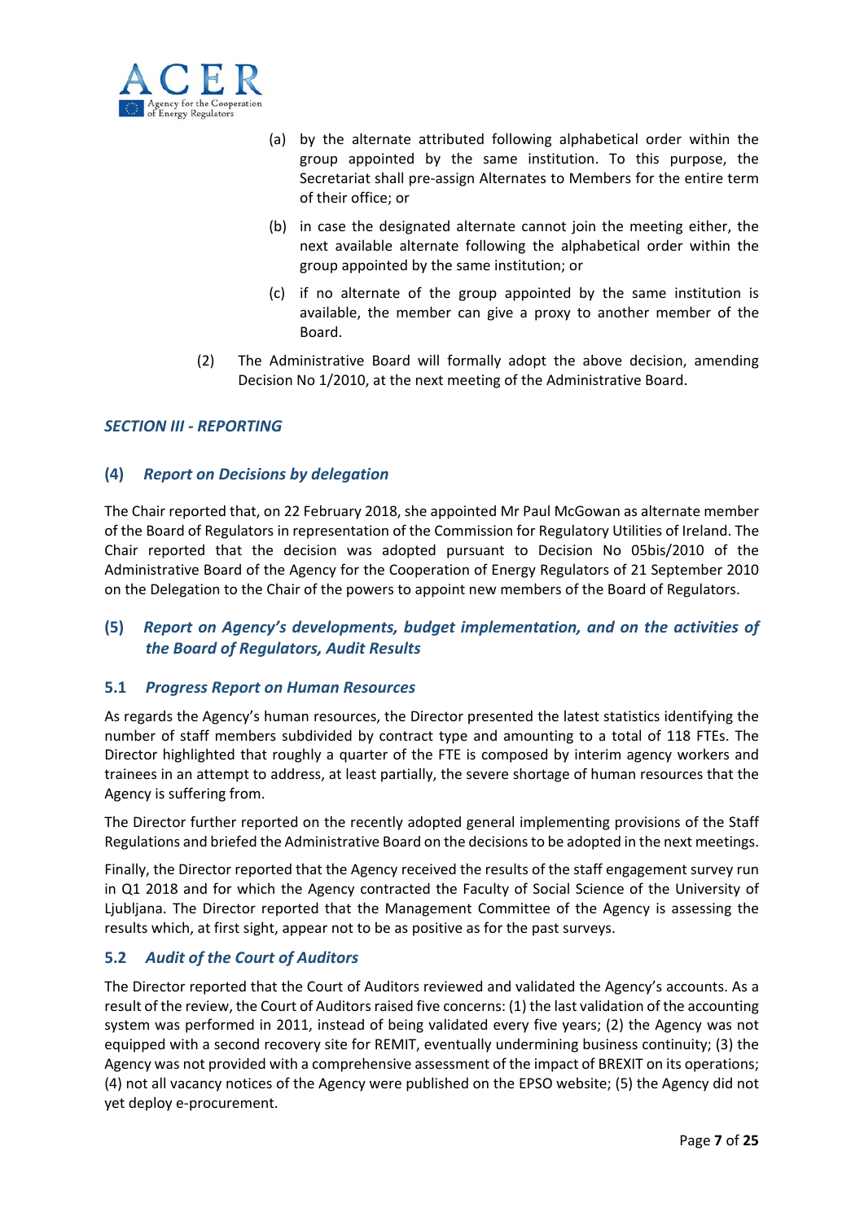(a) by the alternate attributed following alphabetical order within the group appointed by the same institution. To this purpose, the Secretariat shall pre-assign Alternates to Members for the entire term of their office; or

(b) in case the designated alternate cannot join the meeting either, the next available alternate following the alphabetical order within the group appointed by the same institution; or

(c) if no alternate of the group appointed by the same institution is available, the member can give a proxy to another member of the Board.

(2) The Administrative Board will formally adopt the above decision, amending Decision No 1/2010, at the next meeting of the Administrative Board.

## *SECTION III - REPORTING*

### (4) *Report on Decisions by delegation*

The Chair reported that, on 22 February 2018, she appointed Mr Paul McGowan as alternate member of the Board of Regulators in representation of the Commission for Regulatory Utilities of Ireland. The Chair reported that the decision was adopted pursuant to Decision No 05bis/2010 of the Administrative Board of the Agency for the Cooperation of Energy Regulators of 21 September 2010 on the Delegation to the Chair of the powers to appoint new members of the Board of Regulators.

### (5) *Report on Agency's developments, budget implementation, and on the activities of the Board of Regulators, Audit Results*

#### 5.1 *Progress Report on Human Resources*

As regards the Agency's human resources, the Director presented the latest statistics identifying the number of staff members subdivided by contract type and amounting to a total of 118 FTEs. The Director highlighted that roughly a quarter of the FTE is composed by interim agency workers and trainees in an attempt to address, at least partially, the severe shortage of human resources that the Agency is suffering from.

The Director further reported on the recently adopted general implementing provisions of the Staff Regulations and briefed the Administrative Board on the decisions to be adopted in the next meetings.

Finally, the Director reported that the Agency received the results of the staff engagement survey run in Q1 2018 and for which the Agency contracted the Faculty of Social Science of the University of Ljubljana. The Director reported that the Management Committee of the Agency is assessing the results which, at first sight, appear not to be as positive as for the past surveys.

#### 5.2 *Audit of the Court of Auditors*

The Director reported that the Court of Auditors reviewed and validated the Agency's accounts. As a result of the review, the Court of Auditors raised five concerns: (1) the last validation of the accounting system was performed in 2011, instead of being validated every five years; (2) the Agency was not equipped with a second recovery site for REMIT, eventually undermining business continuity; (3) the Agency was not provided with a comprehensive assessment of the impact of BREXIT on its operations; (4) not all vacancy notices of the Agency were published on the EPSO website; (5) the Agency did not yet deploy e-procurement.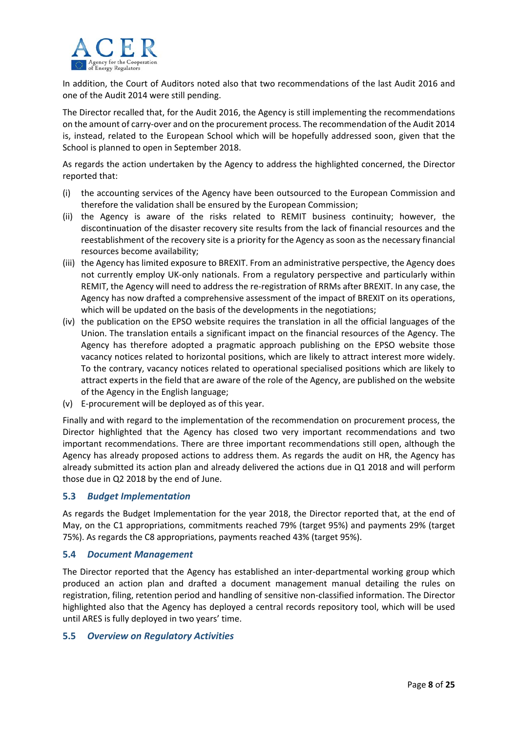In addition, the Court of Auditors noted also that two recommendations of the last Audit 2016 and one of the Audit 2014 were still pending.

The Director recalled that, for the Audit 2016, the Agency is still implementing the recommendations on the amount of carry-over and on the procurement process. The recommendation of the Audit 2014 is, instead, related to the European School which will be hopefully addressed soon, given that the School is planned to open in September 2018.

As regards the action undertaken by the Agency to address the highlighted concerned, the Director reported that:

- (i) the accounting services of the Agency have been outsourced to the European Commission and therefore the validation shall be ensured by the European Commission;
- (ii) the Agency is aware of the risks related to REMIT business continuity; however, the discontinuation of the disaster recovery site results from the lack of financial resources and the reestablishment of the recovery site is a priority for the Agency as soon as the necessary financial resources become availability;
- (iii) the Agency has limited exposure to BREXIT. From an administrative perspective, the Agency does not currently employ UK-only nationals. From a regulatory perspective and particularly within REMIT, the Agency will need to address the re-registration of RRMs after BREXIT. In any case, the Agency has now drafted a comprehensive assessment of the impact of BREXIT on its operations, which will be updated on the basis of the developments in the negotiations;
- (iv) the publication on the EPSO website requires the translation in all the official languages of the Union. The translation entails a significant impact on the financial resources of the Agency. The Agency has therefore adopted a pragmatic approach publishing on the EPSO website those vacancy notices related to horizontal positions, which are likely to attract interest more widely. To the contrary, vacancy notices related to operational specialised positions which are likely to attract experts in the field that are aware of the role of the Agency, are published on the website of the Agency in the English language;
- (v) E-procurement will be deployed as of this year.

Finally and with regard to the implementation of the recommendation on procurement process, the Director highlighted that the Agency has closed two very important recommendations and two important recommendations. There are three important recommendations still open, although the Agency has already proposed actions to address them. As regards the audit on HR, the Agency has already submitted its action plan and already delivered the actions due in Q1 2018 and will perform those due in Q2 2018 by the end of June.

### 5.3 *Budget Implementation*

As regards the Budget Implementation for the year 2018, the Director reported that, at the end of May, on the C1 appropriations, commitments reached 79% (target 95%) and payments 29% (target 75%). As regards the C8 appropriations, payments reached 43% (target 95%).

### 5.4 *Document Management*

The Director reported that the Agency has established an inter-departmental working group which produced an action plan and drafted a document management manual detailing the rules on registration, filing, retention period and handling of sensitive non-classified information. The Director highlighted also that the Agency has deployed a central records repository tool, which will be used until ARES is fully deployed in two years' time.

### 5.5 *Overview on Regulatory Activities*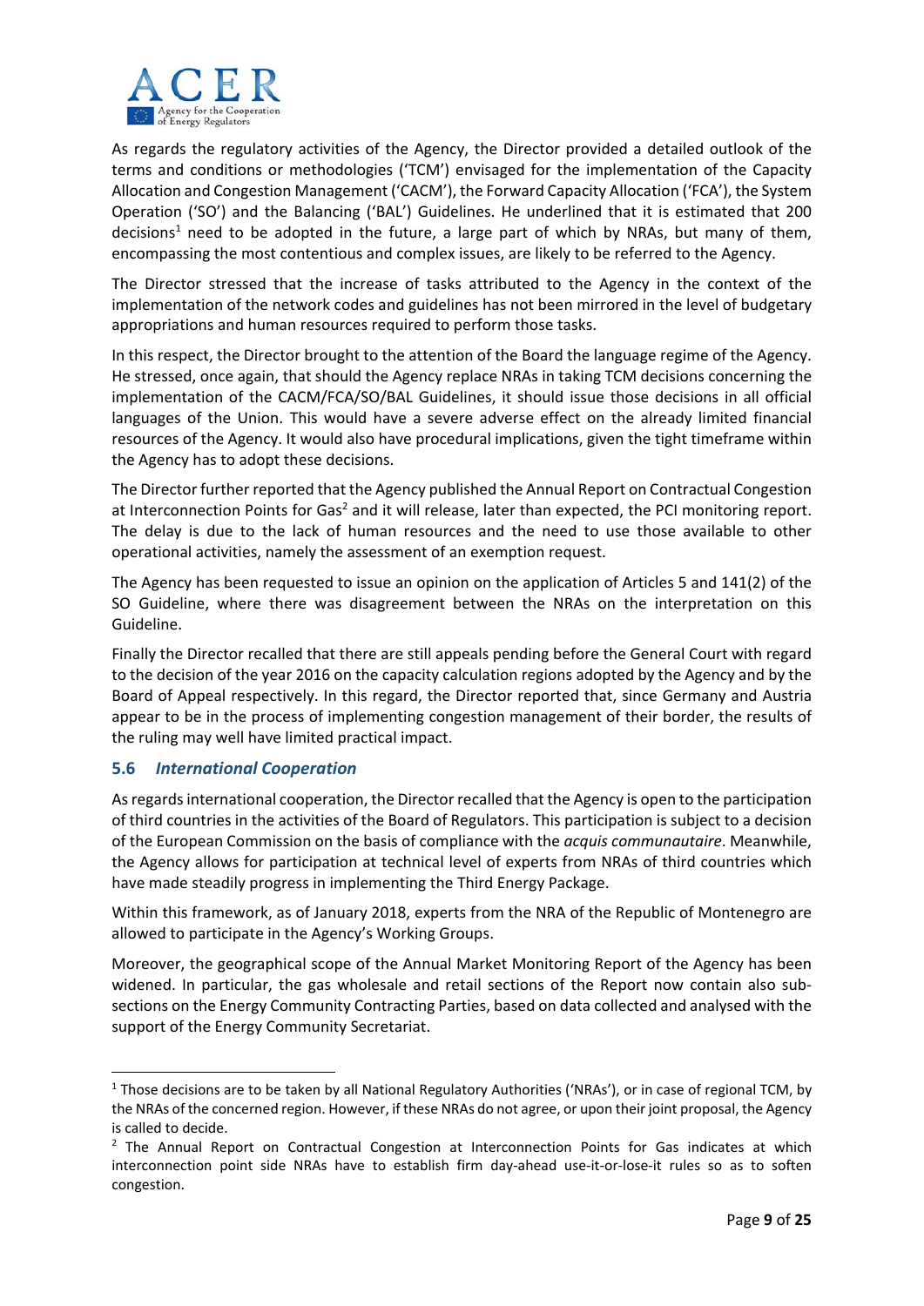As regards the regulatory activities of the Agency, the Director provided a detailed outlook of the terms and conditions or methodologies ('TCM') envisaged for the implementation of the Capacity Allocation and Congestion Management ('CACM'), the Forward Capacity Allocation ('FCA'), the System Operation ('SO') and the Balancing ('BAL') Guidelines. He underlined that it is estimated that 200 decisions[1] need to be adopted in the future, a large part of which by NRAs, but many of them, encompassing the most contentious and complex issues, are likely to be referred to the Agency.

The Director stressed that the increase of tasks attributed to the Agency in the context of the implementation of the network codes and guidelines has not been mirrored in the level of budgetary appropriations and human resources required to perform those tasks.

In this respect, the Director brought to the attention of the Board the language regime of the Agency. He stressed, once again, that should the Agency replace NRAs in taking TCM decisions concerning the implementation of the CACM/FCA/SO/BAL Guidelines, it should issue those decisions in all official languages of the Union. This would have a severe adverse effect on the already limited financial resources of the Agency. It would also have procedural implications, given the tight timeframe within the Agency has to adopt these decisions.

The Director further reported that the Agency published the Annual Report on Contractual Congestion at Interconnection Points for Gas[2] and it will release, later than expected, the PCI monitoring report. The delay is due to the lack of human resources and the need to use those available to other operational activities, namely the assessment of an exemption request.

The Agency has been requested to issue an opinion on the application of Articles 5 and 141(2) of the SO Guideline, where there was disagreement between the NRAs on the interpretation on this Guideline.

Finally the Director recalled that there are still appeals pending before the General Court with regard to the decision of the year 2016 on the capacity calculation regions adopted by the Agency and by the Board of Appeal respectively. In this regard, the Director reported that, since Germany and Austria appear to be in the process of implementing congestion management of their border, the results of the ruling may well have limited practical impact.

### 5.6 *International Cooperation*

As regards international cooperation, the Director recalled that the Agency is open to the participation of third countries in the activities of the Board of Regulators. This participation is subject to a decision of the European Commission on the basis of compliance with the *acquis communautaire*. Meanwhile, the Agency allows for participation at technical level of experts from NRAs of third countries which have made steadily progress in implementing the Third Energy Package.

Within this framework, as of January 2018, experts from the NRA of the Republic of Montenegro are allowed to participate in the Agency's Working Groups.

Moreover, the geographical scope of the Annual Market Monitoring Report of the Agency has been widened. In particular, the gas wholesale and retail sections of the Report now contain also sub-sections on the Energy Community Contracting Parties, based on data collected and analysed with the support of the Energy Community Secretariat.

---

[1] Those decisions are to be taken by all National Regulatory Authorities ('NRAs'), or in case of regional TCM, by the NRAs of the concerned region. However, if these NRAs do not agree, or upon their joint proposal, the Agency is called to decide.

[2] The Annual Report on Contractual Congestion at Interconnection Points for Gas indicates at which interconnection point side NRAs have to establish firm day-ahead use-it-or-lose-it rules so as to soften congestion.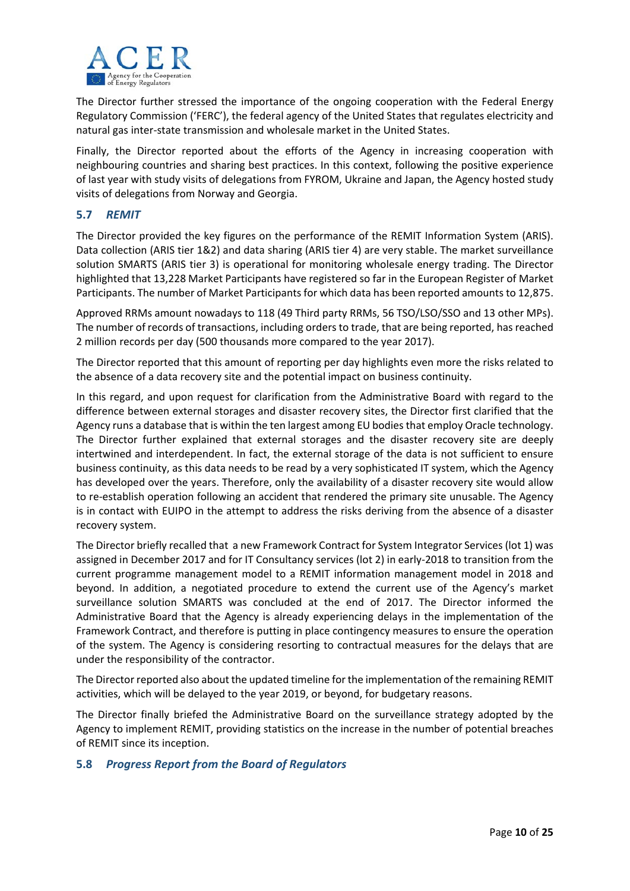The Director further stressed the importance of the ongoing cooperation with the Federal Energy Regulatory Commission ('FERC'), the federal agency of the United States that regulates electricity and natural gas inter-state transmission and wholesale market in the United States.

Finally, the Director reported about the efforts of the Agency in increasing cooperation with neighbouring countries and sharing best practices. In this context, following the positive experience of last year with study visits of delegations from FYROM, Ukraine and Japan, the Agency hosted study visits of delegations from Norway and Georgia.

### 5.7 *REMIT*

The Director provided the key figures on the performance of the REMIT Information System (ARIS). Data collection (ARIS tier 1&2) and data sharing (ARIS tier 4) are very stable. The market surveillance solution SMARTS (ARIS tier 3) is operational for monitoring wholesale energy trading. The Director highlighted that 13,228 Market Participants have registered so far in the European Register of Market Participants. The number of Market Participants for which data has been reported amounts to 12,875.

Approved RRMs amount nowadays to 118 (49 Third party RRMs, 56 TSO/LSO/SSO and 13 other MPs). The number of records of transactions, including orders to trade, that are being reported, has reached 2 million records per day (500 thousands more compared to the year 2017).

The Director reported that this amount of reporting per day highlights even more the risks related to the absence of a data recovery site and the potential impact on business continuity.

In this regard, and upon request for clarification from the Administrative Board with regard to the difference between external storages and disaster recovery sites, the Director first clarified that the Agency runs a database that is within the ten largest among EU bodies that employ Oracle technology. The Director further explained that external storages and the disaster recovery site are deeply intertwined and interdependent. In fact, the external storage of the data is not sufficient to ensure business continuity, as this data needs to be read by a very sophisticated IT system, which the Agency has developed over the years. Therefore, only the availability of a disaster recovery site would allow to re-establish operation following an accident that rendered the primary site unusable. The Agency is in contact with EUIPO in the attempt to address the risks deriving from the absence of a disaster recovery system.

The Director briefly recalled that a new Framework Contract for System Integrator Services (lot 1) was assigned in December 2017 and for IT Consultancy services (lot 2) in early-2018 to transition from the current programme management model to a REMIT information management model in 2018 and beyond. In addition, a negotiated procedure to extend the current use of the Agency's market surveillance solution SMARTS was concluded at the end of 2017. The Director informed the Administrative Board that the Agency is already experiencing delays in the implementation of the Framework Contract, and therefore is putting in place contingency measures to ensure the operation of the system. The Agency is considering resorting to contractual measures for the delays that are under the responsibility of the contractor.

The Director reported also about the updated timeline for the implementation of the remaining REMIT activities, which will be delayed to the year 2019, or beyond, for budgetary reasons.

The Director finally briefed the Administrative Board on the surveillance strategy adopted by the Agency to implement REMIT, providing statistics on the increase in the number of potential breaches of REMIT since its inception.

### 5.8 *Progress Report from the Board of Regulators*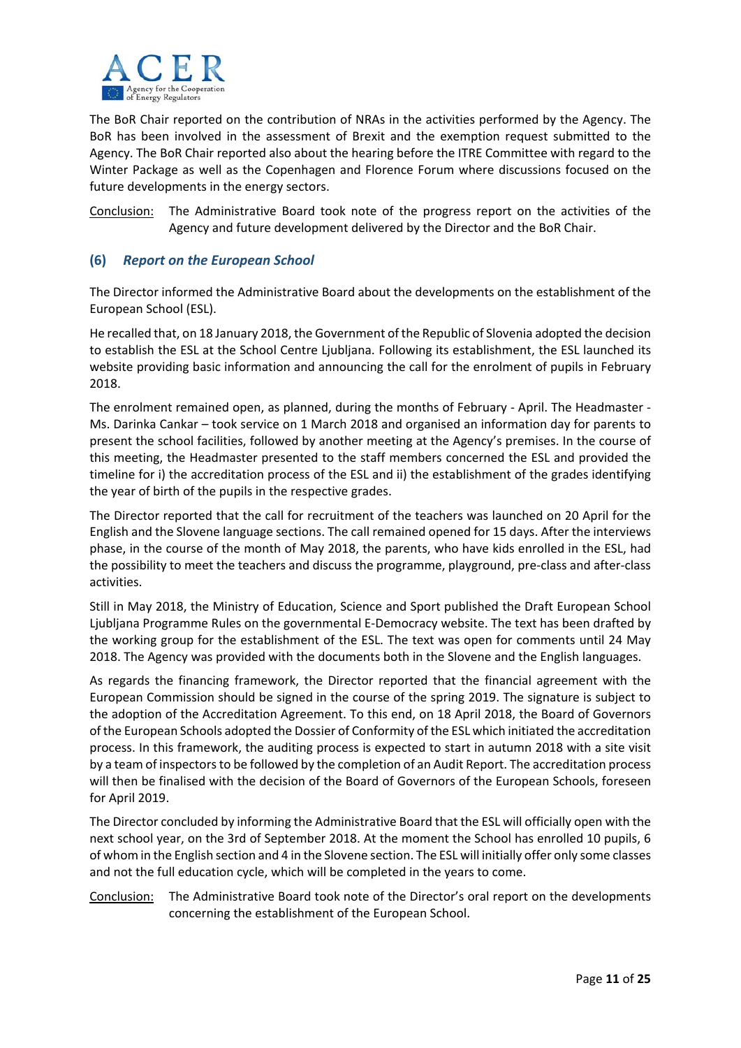The BoR Chair reported on the contribution of NRAs in the activities performed by the Agency. The BoR has been involved in the assessment of Brexit and the exemption request submitted to the Agency. The BoR Chair reported also about the hearing before the ITRE Committee with regard to the Winter Package as well as the Copenhagen and Florence Forum where discussions focused on the future developments in the energy sectors.

Conclusion: The Administrative Board took note of the progress report on the activities of the Agency and future development delivered by the Director and the BoR Chair.

## (6) *Report on the European School*

The Director informed the Administrative Board about the developments on the establishment of the European School (ESL).

He recalled that, on 18 January 2018, the Government of the Republic of Slovenia adopted the decision to establish the ESL at the School Centre Ljubljana. Following its establishment, the ESL launched its website providing basic information and announcing the call for the enrolment of pupils in February 2018.

The enrolment remained open, as planned, during the months of February - April. The Headmaster - Ms. Darinka Cankar – took service on 1 March 2018 and organised an information day for parents to present the school facilities, followed by another meeting at the Agency's premises. In the course of this meeting, the Headmaster presented to the staff members concerned the ESL and provided the timeline for i) the accreditation process of the ESL and ii) the establishment of the grades identifying the year of birth of the pupils in the respective grades.

The Director reported that the call for recruitment of the teachers was launched on 20 April for the English and the Slovene language sections. The call remained opened for 15 days. After the interviews phase, in the course of the month of May 2018, the parents, who have kids enrolled in the ESL, had the possibility to meet the teachers and discuss the programme, playground, pre-class and after-class activities.

Still in May 2018, the Ministry of Education, Science and Sport published the Draft European School Ljubljana Programme Rules on the governmental E-Democracy website. The text has been drafted by the working group for the establishment of the ESL. The text was open for comments until 24 May 2018. The Agency was provided with the documents both in the Slovene and the English languages.

As regards the financing framework, the Director reported that the financial agreement with the European Commission should be signed in the course of the spring 2019. The signature is subject to the adoption of the Accreditation Agreement. To this end, on 18 April 2018, the Board of Governors of the European Schools adopted the Dossier of Conformity of the ESL which initiated the accreditation process. In this framework, the auditing process is expected to start in autumn 2018 with a site visit by a team of inspectors to be followed by the completion of an Audit Report. The accreditation process will then be finalised with the decision of the Board of Governors of the European Schools, foreseen for April 2019.

The Director concluded by informing the Administrative Board that the ESL will officially open with the next school year, on the 3rd of September 2018. At the moment the School has enrolled 10 pupils, 6 of whom in the English section and 4 in the Slovene section. The ESL will initially offer only some classes and not the full education cycle, which will be completed in the years to come.

Conclusion: The Administrative Board took note of the Director's oral report on the developments concerning the establishment of the European School.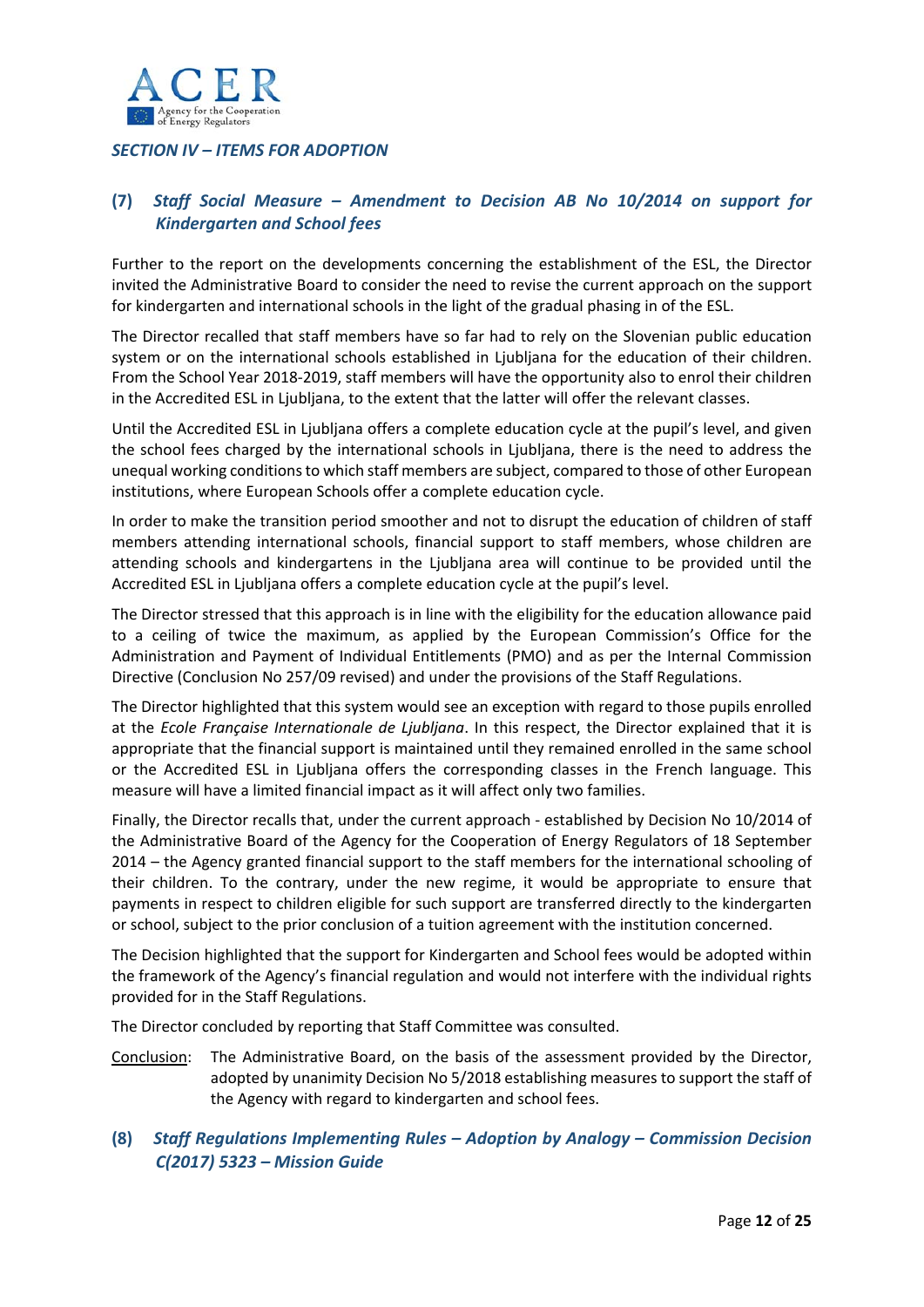## *SECTION IV – ITEMS FOR ADOPTION*

### (7) *Staff Social Measure – Amendment to Decision AB No 10/2014 on support for Kindergarten and School fees*

Further to the report on the developments concerning the establishment of the ESL, the Director invited the Administrative Board to consider the need to revise the current approach on the support for kindergarten and international schools in the light of the gradual phasing in of the ESL.

The Director recalled that staff members have so far had to rely on the Slovenian public education system or on the international schools established in Ljubljana for the education of their children. From the School Year 2018-2019, staff members will have the opportunity also to enrol their children in the Accredited ESL in Ljubljana, to the extent that the latter will offer the relevant classes.

Until the Accredited ESL in Ljubljana offers a complete education cycle at the pupil's level, and given the school fees charged by the international schools in Ljubljana, there is the need to address the unequal working conditions to which staff members are subject, compared to those of other European institutions, where European Schools offer a complete education cycle.

In order to make the transition period smoother and not to disrupt the education of children of staff members attending international schools, financial support to staff members, whose children are attending schools and kindergartens in the Ljubljana area will continue to be provided until the Accredited ESL in Ljubljana offers a complete education cycle at the pupil's level.

The Director stressed that this approach is in line with the eligibility for the education allowance paid to a ceiling of twice the maximum, as applied by the European Commission's Office for the Administration and Payment of Individual Entitlements (PMO) and as per the Internal Commission Directive (Conclusion No 257/09 revised) and under the provisions of the Staff Regulations.

The Director highlighted that this system would see an exception with regard to those pupils enrolled at the *Ecole Française Internationale de Ljubljana*. In this respect, the Director explained that it is appropriate that the financial support is maintained until they remained enrolled in the same school or the Accredited ESL in Ljubljana offers the corresponding classes in the French language. This measure will have a limited financial impact as it will affect only two families.

Finally, the Director recalls that, under the current approach - established by Decision No 10/2014 of the Administrative Board of the Agency for the Cooperation of Energy Regulators of 18 September 2014 – the Agency granted financial support to the staff members for the international schooling of their children. To the contrary, under the new regime, it would be appropriate to ensure that payments in respect to children eligible for such support are transferred directly to the kindergarten or school, subject to the prior conclusion of a tuition agreement with the institution concerned.

The Decision highlighted that the support for Kindergarten and School fees would be adopted within the framework of the Agency's financial regulation and would not interfere with the individual rights provided for in the Staff Regulations.

The Director concluded by reporting that Staff Committee was consulted.

Conclusion: The Administrative Board, on the basis of the assessment provided by the Director, adopted by unanimity Decision No 5/2018 establishing measures to support the staff of the Agency with regard to kindergarten and school fees.

### (8) *Staff Regulations Implementing Rules – Adoption by Analogy – Commission Decision C(2017) 5323 – Mission Guide*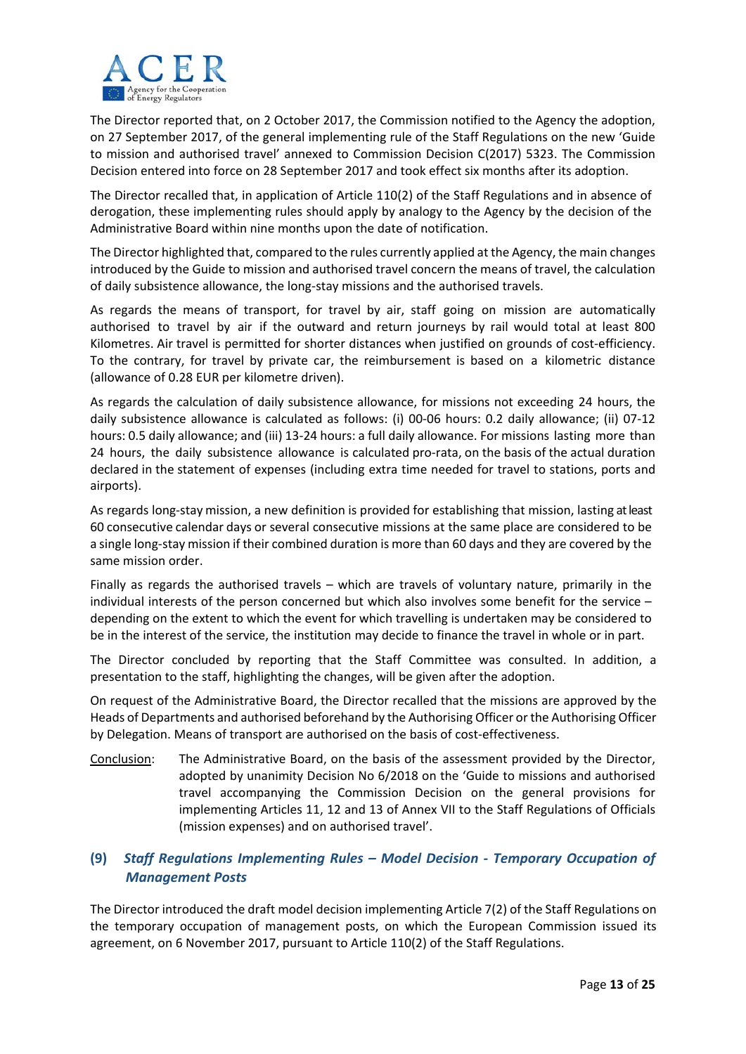The Director reported that, on 2 October 2017, the Commission notified to the Agency the adoption, on 27 September 2017, of the general implementing rule of the Staff Regulations on the new 'Guide to mission and authorised travel' annexed to Commission Decision C(2017) 5323. The Commission Decision entered into force on 28 September 2017 and took effect six months after its adoption.

The Director recalled that, in application of Article 110(2) of the Staff Regulations and in absence of derogation, these implementing rules should apply by analogy to the Agency by the decision of the Administrative Board within nine months upon the date of notification.

The Director highlighted that, compared to the rules currently applied at the Agency, the main changes introduced by the Guide to mission and authorised travel concern the means of travel, the calculation of daily subsistence allowance, the long-stay missions and the authorised travels.

As regards the means of transport, for travel by air, staff going on mission are automatically authorised to travel by air if the outward and return journeys by rail would total at least 800 Kilometres. Air travel is permitted for shorter distances when justified on grounds of cost-efficiency. To the contrary, for travel by private car, the reimbursement is based on a kilometric distance (allowance of 0.28 EUR per kilometre driven).

As regards the calculation of daily subsistence allowance, for missions not exceeding 24 hours, the daily subsistence allowance is calculated as follows: (i) 00-06 hours: 0.2 daily allowance; (ii) 07-12 hours: 0.5 daily allowance; and (iii) 13-24 hours: a full daily allowance. For missions lasting more than 24 hours, the daily subsistence allowance is calculated pro-rata, on the basis of the actual duration declared in the statement of expenses (including extra time needed for travel to stations, ports and airports).

As regards long-stay mission, a new definition is provided for establishing that mission, lasting at least 60 consecutive calendar days or several consecutive missions at the same place are considered to be a single long-stay mission if their combined duration is more than 60 days and they are covered by the same mission order.

Finally as regards the authorised travels – which are travels of voluntary nature, primarily in the individual interests of the person concerned but which also involves some benefit for the service – depending on the extent to which the event for which travelling is undertaken may be considered to be in the interest of the service, the institution may decide to finance the travel in whole or in part.

The Director concluded by reporting that the Staff Committee was consulted. In addition, a presentation to the staff, highlighting the changes, will be given after the adoption.

On request of the Administrative Board, the Director recalled that the missions are approved by the Heads of Departments and authorised beforehand by the Authorising Officer or the Authorising Officer by Delegation. Means of transport are authorised on the basis of cost-effectiveness.

Conclusion: The Administrative Board, on the basis of the assessment provided by the Director, adopted by unanimity Decision No 6/2018 on the 'Guide to missions and authorised travel accompanying the Commission Decision on the general provisions for implementing Articles 11, 12 and 13 of Annex VII to the Staff Regulations of Officials (mission expenses) and on authorised travel'.

## (9) *Staff Regulations Implementing Rules – Model Decision - Temporary Occupation of Management Posts*

The Director introduced the draft model decision implementing Article 7(2) of the Staff Regulations on the temporary occupation of management posts, on which the European Commission issued its agreement, on 6 November 2017, pursuant to Article 110(2) of the Staff Regulations.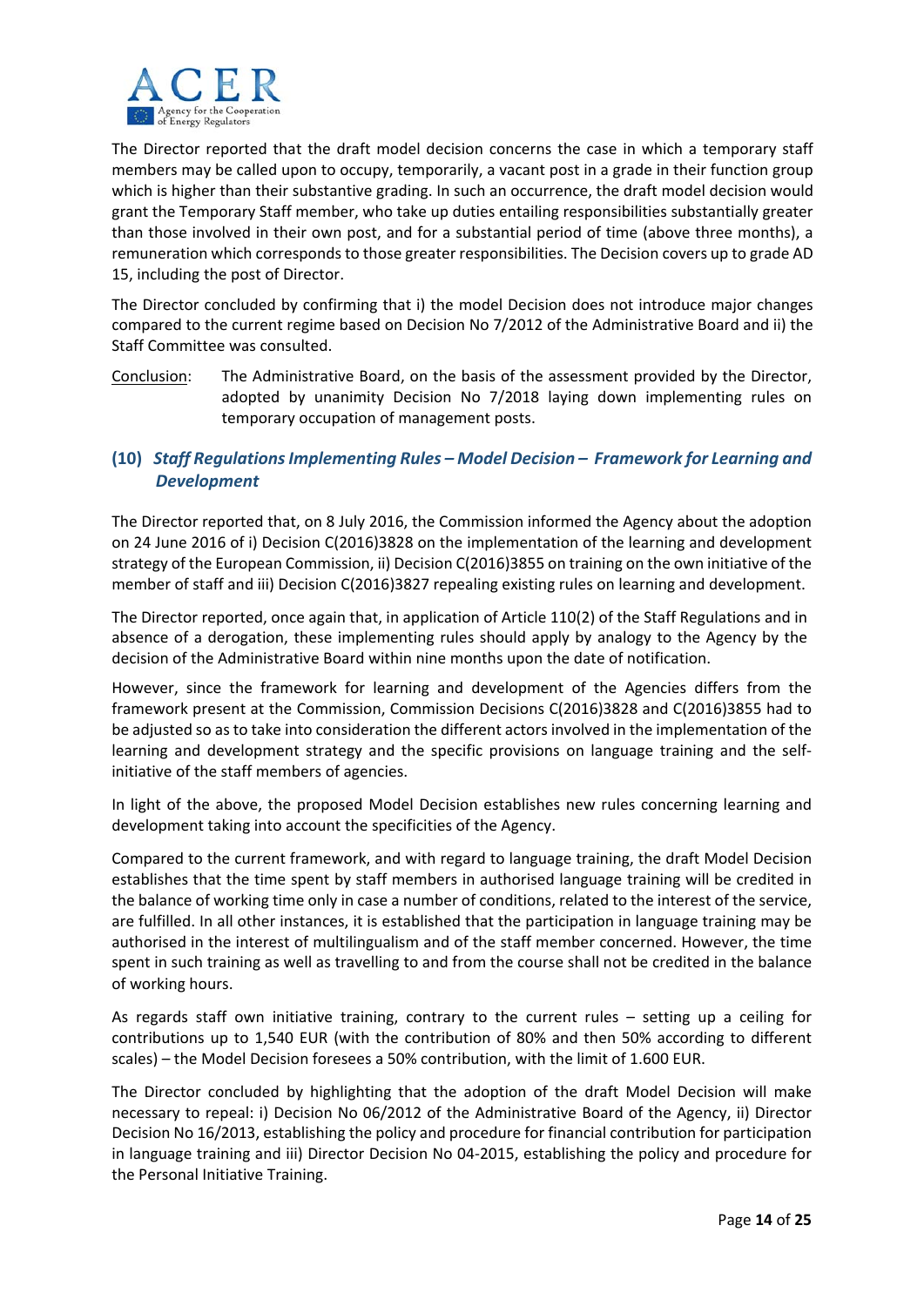The Director reported that the draft model decision concerns the case in which a temporary staff members may be called upon to occupy, temporarily, a vacant post in a grade in their function group which is higher than their substantive grading. In such an occurrence, the draft model decision would grant the Temporary Staff member, who take up duties entailing responsibilities substantially greater than those involved in their own post, and for a substantial period of time (above three months), a remuneration which corresponds to those greater responsibilities. The Decision covers up to grade AD 15, including the post of Director.

The Director concluded by confirming that i) the model Decision does not introduce major changes compared to the current regime based on Decision No 7/2012 of the Administrative Board and ii) the Staff Committee was consulted.

Conclusion: The Administrative Board, on the basis of the assessment provided by the Director, adopted by unanimity Decision No 7/2018 laying down implementing rules on temporary occupation of management posts.

## (10) *Staff Regulations Implementing Rules – Model Decision – Framework for Learning and Development*

The Director reported that, on 8 July 2016, the Commission informed the Agency about the adoption on 24 June 2016 of i) Decision C(2016)3828 on the implementation of the learning and development strategy of the European Commission, ii) Decision C(2016)3855 on training on the own initiative of the member of staff and iii) Decision C(2016)3827 repealing existing rules on learning and development.

The Director reported, once again that, in application of Article 110(2) of the Staff Regulations and in absence of a derogation, these implementing rules should apply by analogy to the Agency by the decision of the Administrative Board within nine months upon the date of notification.

However, since the framework for learning and development of the Agencies differs from the framework present at the Commission, Commission Decisions C(2016)3828 and C(2016)3855 had to be adjusted so as to take into consideration the different actors involved in the implementation of the learning and development strategy and the specific provisions on language training and the self-initiative of the staff members of agencies.

In light of the above, the proposed Model Decision establishes new rules concerning learning and development taking into account the specificities of the Agency.

Compared to the current framework, and with regard to language training, the draft Model Decision establishes that the time spent by staff members in authorised language training will be credited in the balance of working time only in case a number of conditions, related to the interest of the service, are fulfilled. In all other instances, it is established that the participation in language training may be authorised in the interest of multilingualism and of the staff member concerned. However, the time spent in such training as well as travelling to and from the course shall not be credited in the balance of working hours.

As regards staff own initiative training, contrary to the current rules – setting up a ceiling for contributions up to 1,540 EUR (with the contribution of 80% and then 50% according to different scales) – the Model Decision foresees a 50% contribution, with the limit of 1.600 EUR.

The Director concluded by highlighting that the adoption of the draft Model Decision will make necessary to repeal: i) Decision No 06/2012 of the Administrative Board of the Agency, ii) Director Decision No 16/2013, establishing the policy and procedure for financial contribution for participation in language training and iii) Director Decision No 04-2015, establishing the policy and procedure for the Personal Initiative Training.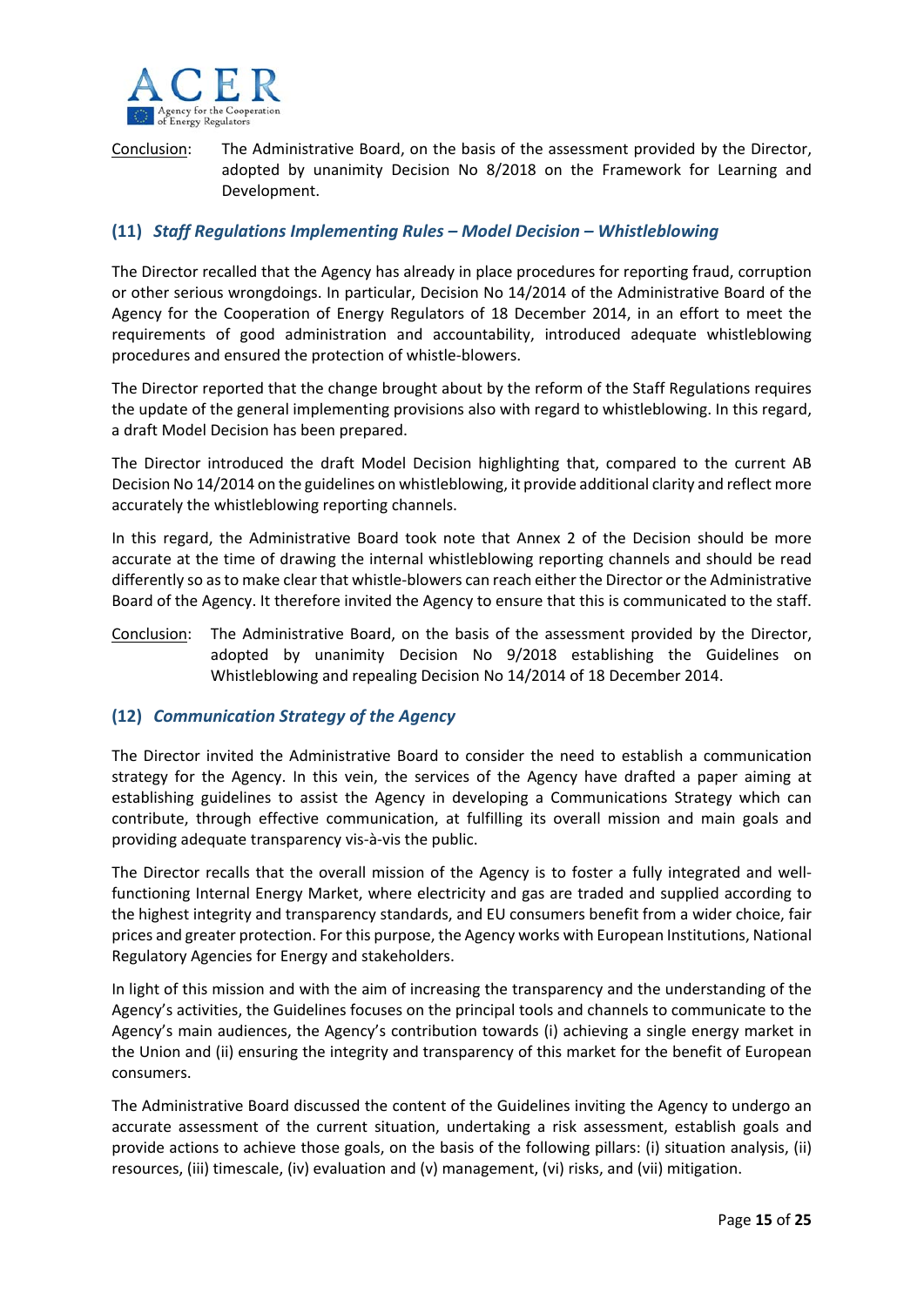Conclusion: The Administrative Board, on the basis of the assessment provided by the Director, adopted by unanimity Decision No 8/2018 on the Framework for Learning and Development.

### (11) *Staff Regulations Implementing Rules – Model Decision – Whistleblowing*

The Director recalled that the Agency has already in place procedures for reporting fraud, corruption or other serious wrongdoings. In particular, Decision No 14/2014 of the Administrative Board of the Agency for the Cooperation of Energy Regulators of 18 December 2014, in an effort to meet the requirements of good administration and accountability, introduced adequate whistleblowing procedures and ensured the protection of whistle-blowers.

The Director reported that the change brought about by the reform of the Staff Regulations requires the update of the general implementing provisions also with regard to whistleblowing. In this regard, a draft Model Decision has been prepared.

The Director introduced the draft Model Decision highlighting that, compared to the current AB Decision No 14/2014 on the guidelines on whistleblowing, it provide additional clarity and reflect more accurately the whistleblowing reporting channels.

In this regard, the Administrative Board took note that Annex 2 of the Decision should be more accurate at the time of drawing the internal whistleblowing reporting channels and should be read differently so as to make clear that whistle-blowers can reach either the Director or the Administrative Board of the Agency. It therefore invited the Agency to ensure that this is communicated to the staff.

Conclusion: The Administrative Board, on the basis of the assessment provided by the Director, adopted by unanimity Decision No 9/2018 establishing the Guidelines on Whistleblowing and repealing Decision No 14/2014 of 18 December 2014.

### (12) *Communication Strategy of the Agency*

The Director invited the Administrative Board to consider the need to establish a communication strategy for the Agency. In this vein, the services of the Agency have drafted a paper aiming at establishing guidelines to assist the Agency in developing a Communications Strategy which can contribute, through effective communication, at fulfilling its overall mission and main goals and providing adequate transparency vis-à-vis the public.

The Director recalls that the overall mission of the Agency is to foster a fully integrated and well-functioning Internal Energy Market, where electricity and gas are traded and supplied according to the highest integrity and transparency standards, and EU consumers benefit from a wider choice, fair prices and greater protection. For this purpose, the Agency works with European Institutions, National Regulatory Agencies for Energy and stakeholders.

In light of this mission and with the aim of increasing the transparency and the understanding of the Agency's activities, the Guidelines focuses on the principal tools and channels to communicate to the Agency's main audiences, the Agency's contribution towards (i) achieving a single energy market in the Union and (ii) ensuring the integrity and transparency of this market for the benefit of European consumers.

The Administrative Board discussed the content of the Guidelines inviting the Agency to undergo an accurate assessment of the current situation, undertaking a risk assessment, establish goals and provide actions to achieve those goals, on the basis of the following pillars: (i) situation analysis, (ii) resources, (iii) timescale, (iv) evaluation and (v) management, (vi) risks, and (vii) mitigation.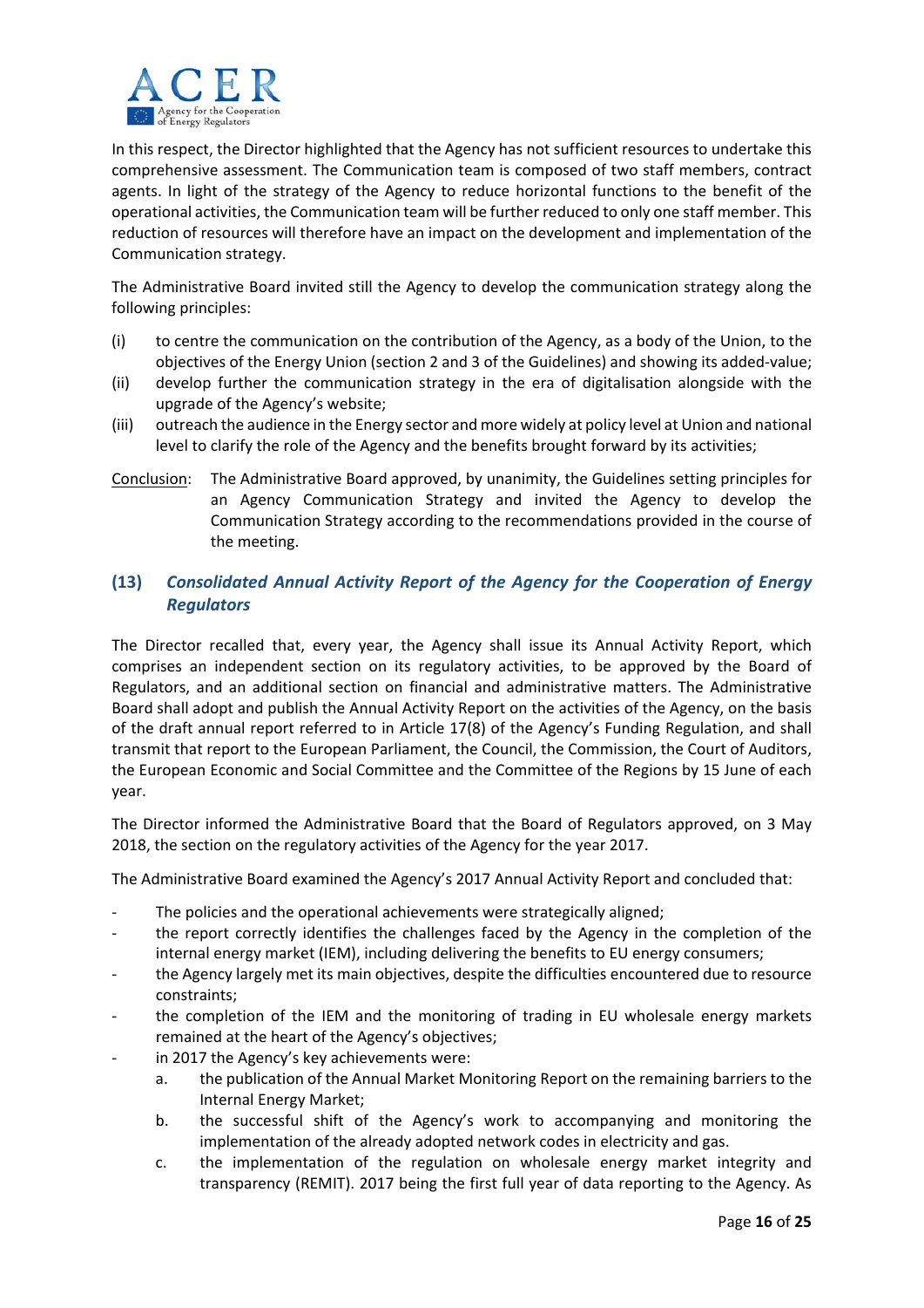In this respect, the Director highlighted that the Agency has not sufficient resources to undertake this comprehensive assessment. The Communication team is composed of two staff members, contract agents. In light of the strategy of the Agency to reduce horizontal functions to the benefit of the operational activities, the Communication team will be further reduced to only one staff member. This reduction of resources will therefore have an impact on the development and implementation of the Communication strategy.

The Administrative Board invited still the Agency to develop the communication strategy along the following principles:

(i) to centre the communication on the contribution of the Agency, as a body of the Union, to the objectives of the Energy Union (section 2 and 3 of the Guidelines) and showing its added-value;
(ii) develop further the communication strategy in the era of digitalisation alongside with the upgrade of the Agency's website;
(iii) outreach the audience in the Energy sector and more widely at policy level at Union and national level to clarify the role of the Agency and the benefits brought forward by its activities;

Conclusion: The Administrative Board approved, by unanimity, the Guidelines setting principles for an Agency Communication Strategy and invited the Agency to develop the Communication Strategy according to the recommendations provided in the course of the meeting.

## (13) *Consolidated Annual Activity Report of the Agency for the Cooperation of Energy Regulators*

The Director recalled that, every year, the Agency shall issue its Annual Activity Report, which comprises an independent section on its regulatory activities, to be approved by the Board of Regulators, and an additional section on financial and administrative matters. The Administrative Board shall adopt and publish the Annual Activity Report on the activities of the Agency, on the basis of the draft annual report referred to in Article 17(8) of the Agency's Funding Regulation, and shall transmit that report to the European Parliament, the Council, the Commission, the Court of Auditors, the European Economic and Social Committee and the Committee of the Regions by 15 June of each year.

The Director informed the Administrative Board that the Board of Regulators approved, on 3 May 2018, the section on the regulatory activities of the Agency for the year 2017.

The Administrative Board examined the Agency's 2017 Annual Activity Report and concluded that:

- The policies and the operational achievements were strategically aligned;
- the report correctly identifies the challenges faced by the Agency in the completion of the internal energy market (IEM), including delivering the benefits to EU energy consumers;
- the Agency largely met its main objectives, despite the difficulties encountered due to resource constraints;
- the completion of the IEM and the monitoring of trading in EU wholesale energy markets remained at the heart of the Agency's objectives;
- in 2017 the Agency's key achievements were:
  a. the publication of the Annual Market Monitoring Report on the remaining barriers to the Internal Energy Market;
  b. the successful shift of the Agency's work to accompanying and monitoring the implementation of the already adopted network codes in electricity and gas.
  c. the implementation of the regulation on wholesale energy market integrity and transparency (REMIT). 2017 being the first full year of data reporting to the Agency. As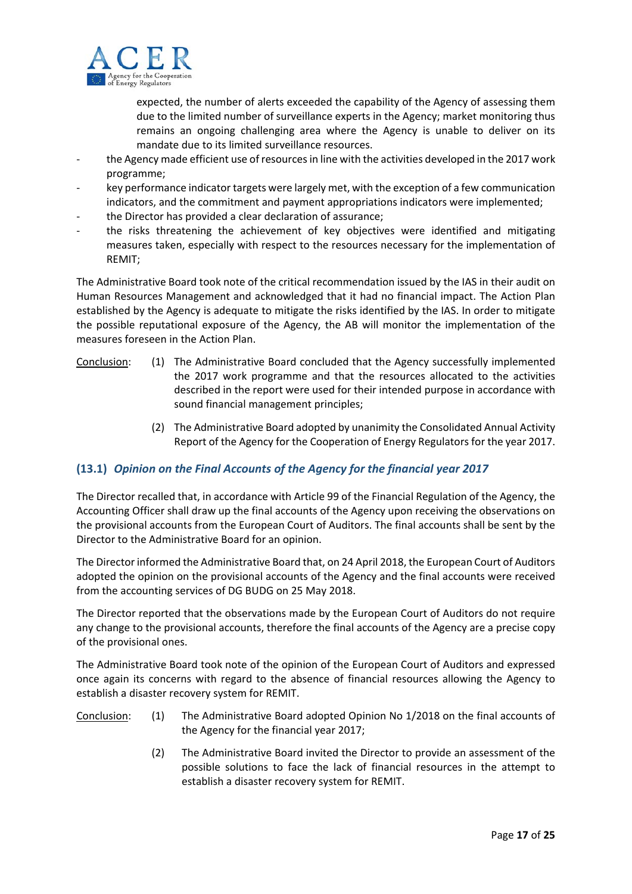expected, the number of alerts exceeded the capability of the Agency of assessing them due to the limited number of surveillance experts in the Agency; market monitoring thus remains an ongoing challenging area where the Agency is unable to deliver on its mandate due to its limited surveillance resources.

- the Agency made efficient use of resources in line with the activities developed in the 2017 work programme;
- key performance indicator targets were largely met, with the exception of a few communication indicators, and the commitment and payment appropriations indicators were implemented;
- the Director has provided a clear declaration of assurance;
- the risks threatening the achievement of key objectives were identified and mitigating measures taken, especially with respect to the resources necessary for the implementation of REMIT;

The Administrative Board took note of the critical recommendation issued by the IAS in their audit on Human Resources Management and acknowledged that it had no financial impact. The Action Plan established by the Agency is adequate to mitigate the risks identified by the IAS. In order to mitigate the possible reputational exposure of the Agency, the AB will monitor the implementation of the measures foreseen in the Action Plan.

Conclusion:

(1) The Administrative Board concluded that the Agency successfully implemented the 2017 work programme and that the resources allocated to the activities described in the report were used for their intended purpose in accordance with sound financial management principles;

(2) The Administrative Board adopted by unanimity the Consolidated Annual Activity Report of the Agency for the Cooperation of Energy Regulators for the year 2017.

### (13.1) *Opinion on the Final Accounts of the Agency for the financial year 2017*

The Director recalled that, in accordance with Article 99 of the Financial Regulation of the Agency, the Accounting Officer shall draw up the final accounts of the Agency upon receiving the observations on the provisional accounts from the European Court of Auditors. The final accounts shall be sent by the Director to the Administrative Board for an opinion.

The Director informed the Administrative Board that, on 24 April 2018, the European Court of Auditors adopted the opinion on the provisional accounts of the Agency and the final accounts were received from the accounting services of DG BUDG on 25 May 2018.

The Director reported that the observations made by the European Court of Auditors do not require any change to the provisional accounts, therefore the final accounts of the Agency are a precise copy of the provisional ones.

The Administrative Board took note of the opinion of the European Court of Auditors and expressed once again its concerns with regard to the absence of financial resources allowing the Agency to establish a disaster recovery system for REMIT.

Conclusion:

(1) The Administrative Board adopted Opinion No 1/2018 on the final accounts of the Agency for the financial year 2017;

(2) The Administrative Board invited the Director to provide an assessment of the possible solutions to face the lack of financial resources in the attempt to establish a disaster recovery system for REMIT.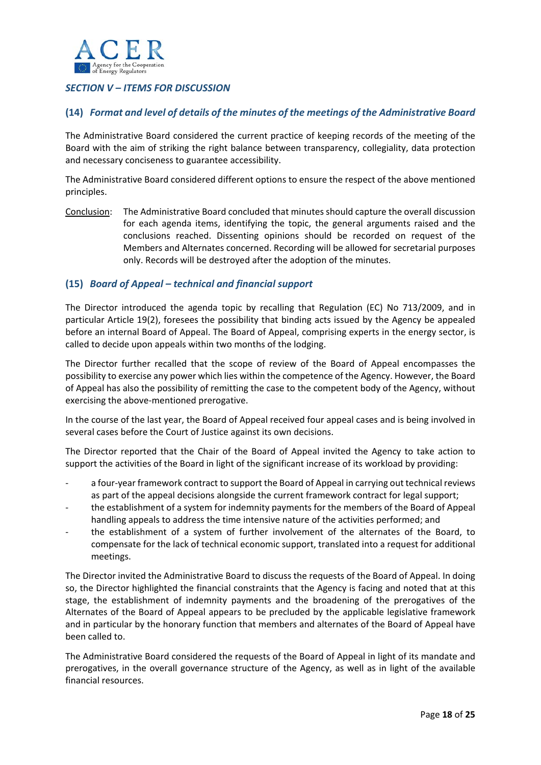## *SECTION V – ITEMS FOR DISCUSSION*

### (14) *Format and level of details of the minutes of the meetings of the Administrative Board*

The Administrative Board considered the current practice of keeping records of the meeting of the Board with the aim of striking the right balance between transparency, collegiality, data protection and necessary conciseness to guarantee accessibility.

The Administrative Board considered different options to ensure the respect of the above mentioned principles.

Conclusion: The Administrative Board concluded that minutes should capture the overall discussion for each agenda items, identifying the topic, the general arguments raised and the conclusions reached. Dissenting opinions should be recorded on request of the Members and Alternates concerned. Recording will be allowed for secretarial purposes only. Records will be destroyed after the adoption of the minutes.

### (15) *Board of Appeal – technical and financial support*

The Director introduced the agenda topic by recalling that Regulation (EC) No 713/2009, and in particular Article 19(2), foresees the possibility that binding acts issued by the Agency be appealed before an internal Board of Appeal. The Board of Appeal, comprising experts in the energy sector, is called to decide upon appeals within two months of the lodging.

The Director further recalled that the scope of review of the Board of Appeal encompasses the possibility to exercise any power which lies within the competence of the Agency. However, the Board of Appeal has also the possibility of remitting the case to the competent body of the Agency, without exercising the above-mentioned prerogative.

In the course of the last year, the Board of Appeal received four appeal cases and is being involved in several cases before the Court of Justice against its own decisions.

The Director reported that the Chair of the Board of Appeal invited the Agency to take action to support the activities of the Board in light of the significant increase of its workload by providing:

- a four-year framework contract to support the Board of Appeal in carrying out technical reviews as part of the appeal decisions alongside the current framework contract for legal support;
- the establishment of a system for indemnity payments for the members of the Board of Appeal handling appeals to address the time intensive nature of the activities performed; and
- the establishment of a system of further involvement of the alternates of the Board, to compensate for the lack of technical economic support, translated into a request for additional meetings.

The Director invited the Administrative Board to discuss the requests of the Board of Appeal. In doing so, the Director highlighted the financial constraints that the Agency is facing and noted that at this stage, the establishment of indemnity payments and the broadening of the prerogatives of the Alternates of the Board of Appeal appears to be precluded by the applicable legislative framework and in particular by the honorary function that members and alternates of the Board of Appeal have been called to.

The Administrative Board considered the requests of the Board of Appeal in light of its mandate and prerogatives, in the overall governance structure of the Agency, as well as in light of the available financial resources.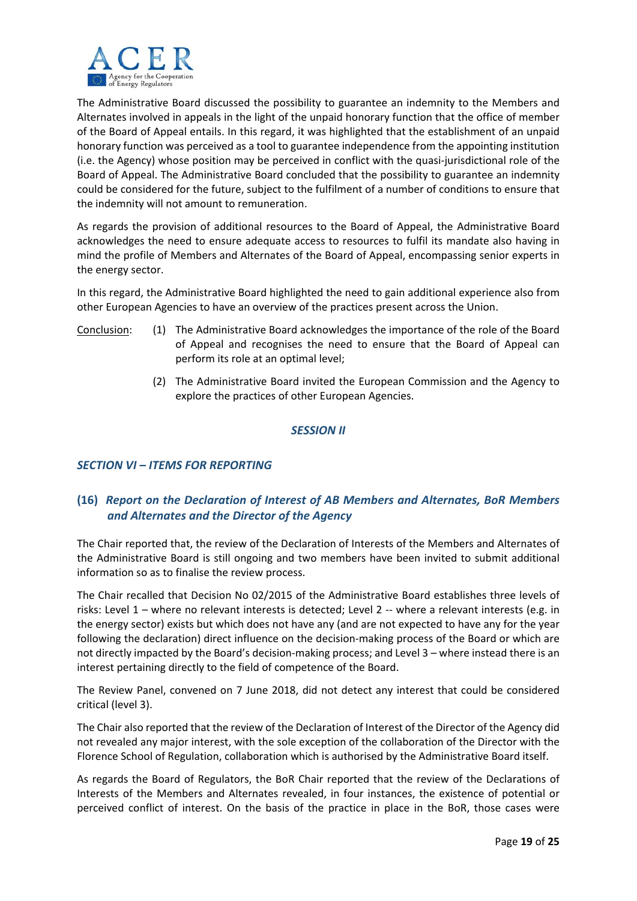The Administrative Board discussed the possibility to guarantee an indemnity to the Members and Alternates involved in appeals in the light of the unpaid honorary function that the office of member of the Board of Appeal entails. In this regard, it was highlighted that the establishment of an unpaid honorary function was perceived as a tool to guarantee independence from the appointing institution (i.e. the Agency) whose position may be perceived in conflict with the quasi-jurisdictional role of the Board of Appeal. The Administrative Board concluded that the possibility to guarantee an indemnity could be considered for the future, subject to the fulfilment of a number of conditions to ensure that the indemnity will not amount to remuneration.

As regards the provision of additional resources to the Board of Appeal, the Administrative Board acknowledges the need to ensure adequate access to resources to fulfil its mandate also having in mind the profile of Members and Alternates of the Board of Appeal, encompassing senior experts in the energy sector.

In this regard, the Administrative Board highlighted the need to gain additional experience also from other European Agencies to have an overview of the practices present across the Union.

Conclusion:

(1) The Administrative Board acknowledges the importance of the role of the Board of Appeal and recognises the need to ensure that the Board of Appeal can perform its role at an optimal level;

(2) The Administrative Board invited the European Commission and the Agency to explore the practices of other European Agencies.

## *SESSION II*

## *SECTION VI – ITEMS FOR REPORTING*

### (16) *Report on the Declaration of Interest of AB Members and Alternates, BoR Members and Alternates and the Director of the Agency*

The Chair reported that, the review of the Declaration of Interests of the Members and Alternates of the Administrative Board is still ongoing and two members have been invited to submit additional information so as to finalise the review process.

The Chair recalled that Decision No 02/2015 of the Administrative Board establishes three levels of risks: Level 1 – where no relevant interests is detected; Level 2 -- where a relevant interests (e.g. in the energy sector) exists but which does not have any (and are not expected to have any for the year following the declaration) direct influence on the decision-making process of the Board or which are not directly impacted by the Board's decision-making process; and Level 3 – where instead there is an interest pertaining directly to the field of competence of the Board.

The Review Panel, convened on 7 June 2018, did not detect any interest that could be considered critical (level 3).

The Chair also reported that the review of the Declaration of Interest of the Director of the Agency did not revealed any major interest, with the sole exception of the collaboration of the Director with the Florence School of Regulation, collaboration which is authorised by the Administrative Board itself.

As regards the Board of Regulators, the BoR Chair reported that the review of the Declarations of Interests of the Members and Alternates revealed, in four instances, the existence of potential or perceived conflict of interest. On the basis of the practice in place in the BoR, those cases were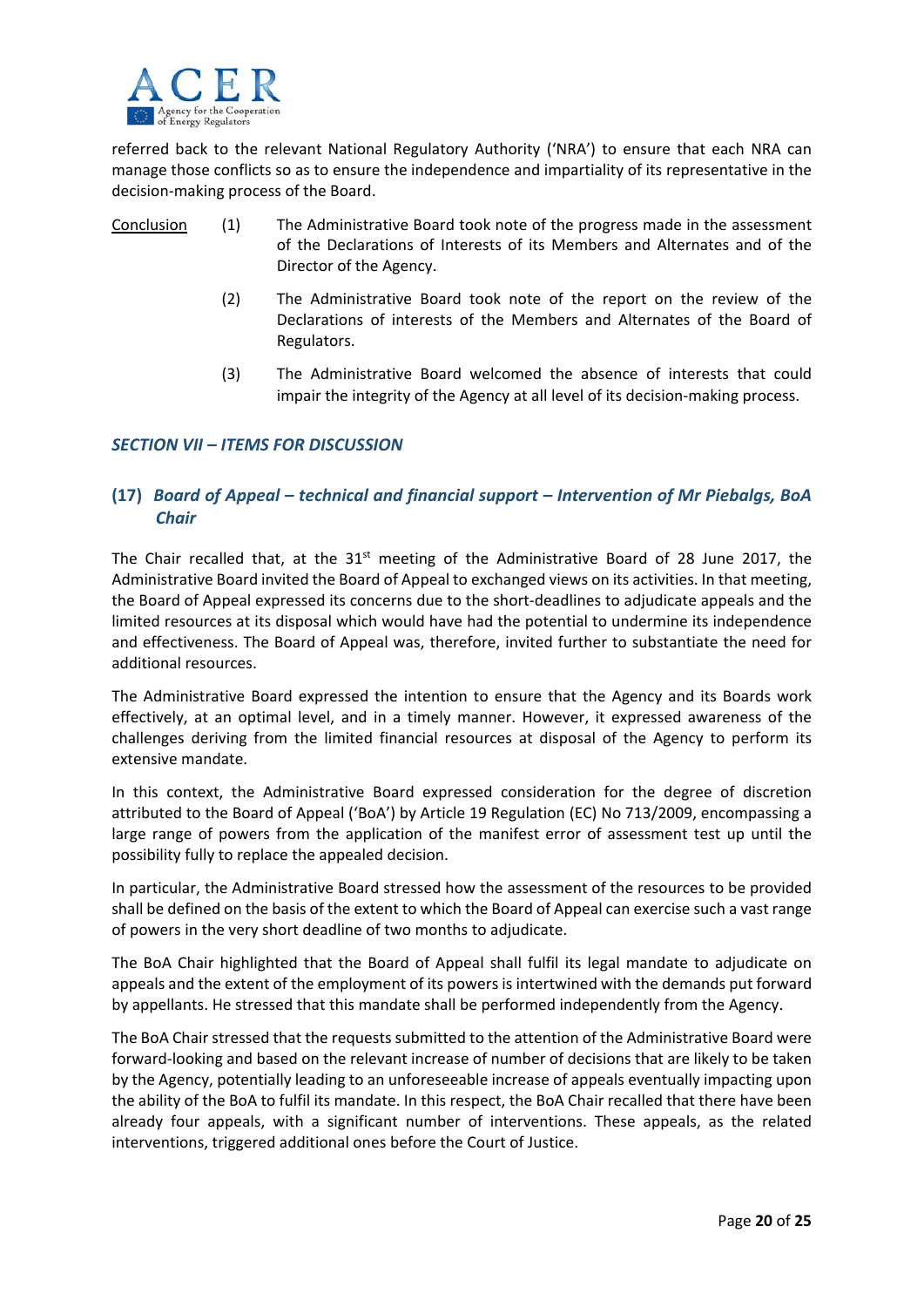referred back to the relevant National Regulatory Authority ('NRA') to ensure that each NRA can manage those conflicts so as to ensure the independence and impartiality of its representative in the decision-making process of the Board.

Conclusion

(1) The Administrative Board took note of the progress made in the assessment of the Declarations of Interests of its Members and Alternates and of the Director of the Agency.

(2) The Administrative Board took note of the report on the review of the Declarations of interests of the Members and Alternates of the Board of Regulators.

(3) The Administrative Board welcomed the absence of interests that could impair the integrity of the Agency at all level of its decision-making process.

## *SECTION VII – ITEMS FOR DISCUSSION*

### (17) *Board of Appeal – technical and financial support – Intervention of Mr Piebalgs, BoA Chair*

The Chair recalled that, at the 31st meeting of the Administrative Board of 28 June 2017, the Administrative Board invited the Board of Appeal to exchanged views on its activities. In that meeting, the Board of Appeal expressed its concerns due to the short-deadlines to adjudicate appeals and the limited resources at its disposal which would have had the potential to undermine its independence and effectiveness. The Board of Appeal was, therefore, invited further to substantiate the need for additional resources.

The Administrative Board expressed the intention to ensure that the Agency and its Boards work effectively, at an optimal level, and in a timely manner. However, it expressed awareness of the challenges deriving from the limited financial resources at disposal of the Agency to perform its extensive mandate.

In this context, the Administrative Board expressed consideration for the degree of discretion attributed to the Board of Appeal ('BoA') by Article 19 Regulation (EC) No 713/2009, encompassing a large range of powers from the application of the manifest error of assessment test up until the possibility fully to replace the appealed decision.

In particular, the Administrative Board stressed how the assessment of the resources to be provided shall be defined on the basis of the extent to which the Board of Appeal can exercise such a vast range of powers in the very short deadline of two months to adjudicate.

The BoA Chair highlighted that the Board of Appeal shall fulfil its legal mandate to adjudicate on appeals and the extent of the employment of its powers is intertwined with the demands put forward by appellants. He stressed that this mandate shall be performed independently from the Agency.

The BoA Chair stressed that the requests submitted to the attention of the Administrative Board were forward-looking and based on the relevant increase of number of decisions that are likely to be taken by the Agency, potentially leading to an unforeseeable increase of appeals eventually impacting upon the ability of the BoA to fulfil its mandate. In this respect, the BoA Chair recalled that there have been already four appeals, with a significant number of interventions. These appeals, as the related interventions, triggered additional ones before the Court of Justice.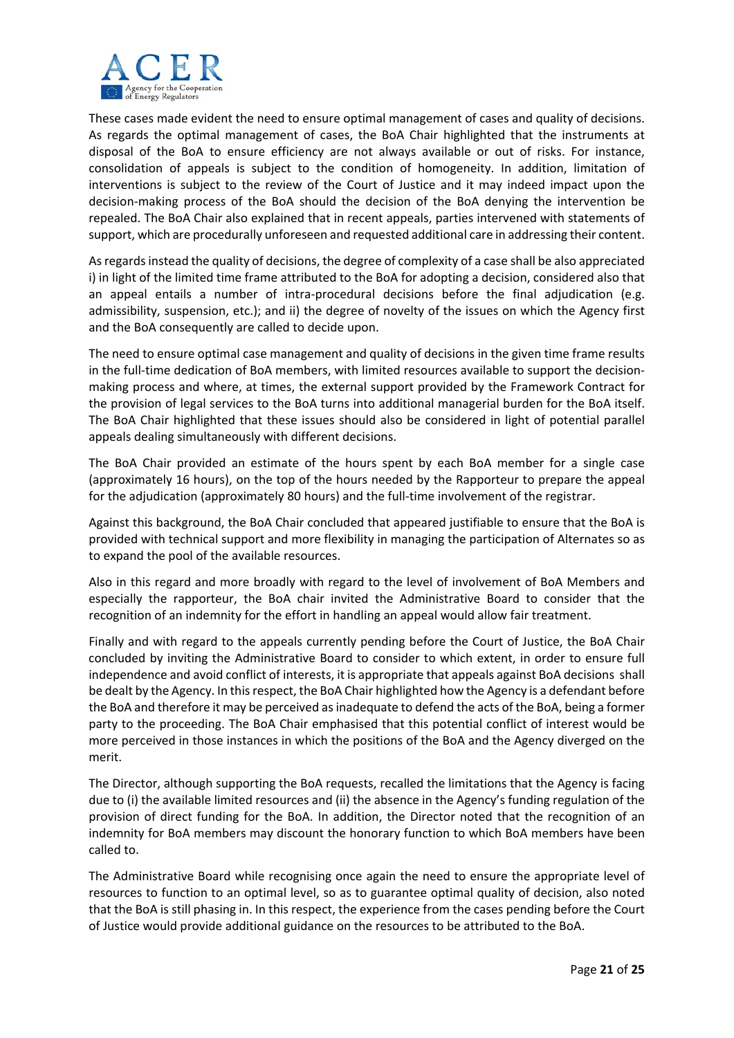These cases made evident the need to ensure optimal management of cases and quality of decisions. As regards the optimal management of cases, the BoA Chair highlighted that the instruments at disposal of the BoA to ensure efficiency are not always available or out of risks. For instance, consolidation of appeals is subject to the condition of homogeneity. In addition, limitation of interventions is subject to the review of the Court of Justice and it may indeed impact upon the decision-making process of the BoA should the decision of the BoA denying the intervention be repealed. The BoA Chair also explained that in recent appeals, parties intervened with statements of support, which are procedurally unforeseen and requested additional care in addressing their content.

As regards instead the quality of decisions, the degree of complexity of a case shall be also appreciated i) in light of the limited time frame attributed to the BoA for adopting a decision, considered also that an appeal entails a number of intra-procedural decisions before the final adjudication (e.g. admissibility, suspension, etc.); and ii) the degree of novelty of the issues on which the Agency first and the BoA consequently are called to decide upon.

The need to ensure optimal case management and quality of decisions in the given time frame results in the full-time dedication of BoA members, with limited resources available to support the decision-making process and where, at times, the external support provided by the Framework Contract for the provision of legal services to the BoA turns into additional managerial burden for the BoA itself. The BoA Chair highlighted that these issues should also be considered in light of potential parallel appeals dealing simultaneously with different decisions.

The BoA Chair provided an estimate of the hours spent by each BoA member for a single case (approximately 16 hours), on the top of the hours needed by the Rapporteur to prepare the appeal for the adjudication (approximately 80 hours) and the full-time involvement of the registrar.

Against this background, the BoA Chair concluded that appeared justifiable to ensure that the BoA is provided with technical support and more flexibility in managing the participation of Alternates so as to expand the pool of the available resources.

Also in this regard and more broadly with regard to the level of involvement of BoA Members and especially the rapporteur, the BoA chair invited the Administrative Board to consider that the recognition of an indemnity for the effort in handling an appeal would allow fair treatment.

Finally and with regard to the appeals currently pending before the Court of Justice, the BoA Chair concluded by inviting the Administrative Board to consider to which extent, in order to ensure full independence and avoid conflict of interests, it is appropriate that appeals against BoA decisions shall be dealt by the Agency. In this respect, the BoA Chair highlighted how the Agency is a defendant before the BoA and therefore it may be perceived as inadequate to defend the acts of the BoA, being a former party to the proceeding. The BoA Chair emphasised that this potential conflict of interest would be more perceived in those instances in which the positions of the BoA and the Agency diverged on the merit.

The Director, although supporting the BoA requests, recalled the limitations that the Agency is facing due to (i) the available limited resources and (ii) the absence in the Agency's funding regulation of the provision of direct funding for the BoA. In addition, the Director noted that the recognition of an indemnity for BoA members may discount the honorary function to which BoA members have been called to.

The Administrative Board while recognising once again the need to ensure the appropriate level of resources to function to an optimal level, so as to guarantee optimal quality of decision, also noted that the BoA is still phasing in. In this respect, the experience from the cases pending before the Court of Justice would provide additional guidance on the resources to be attributed to the BoA.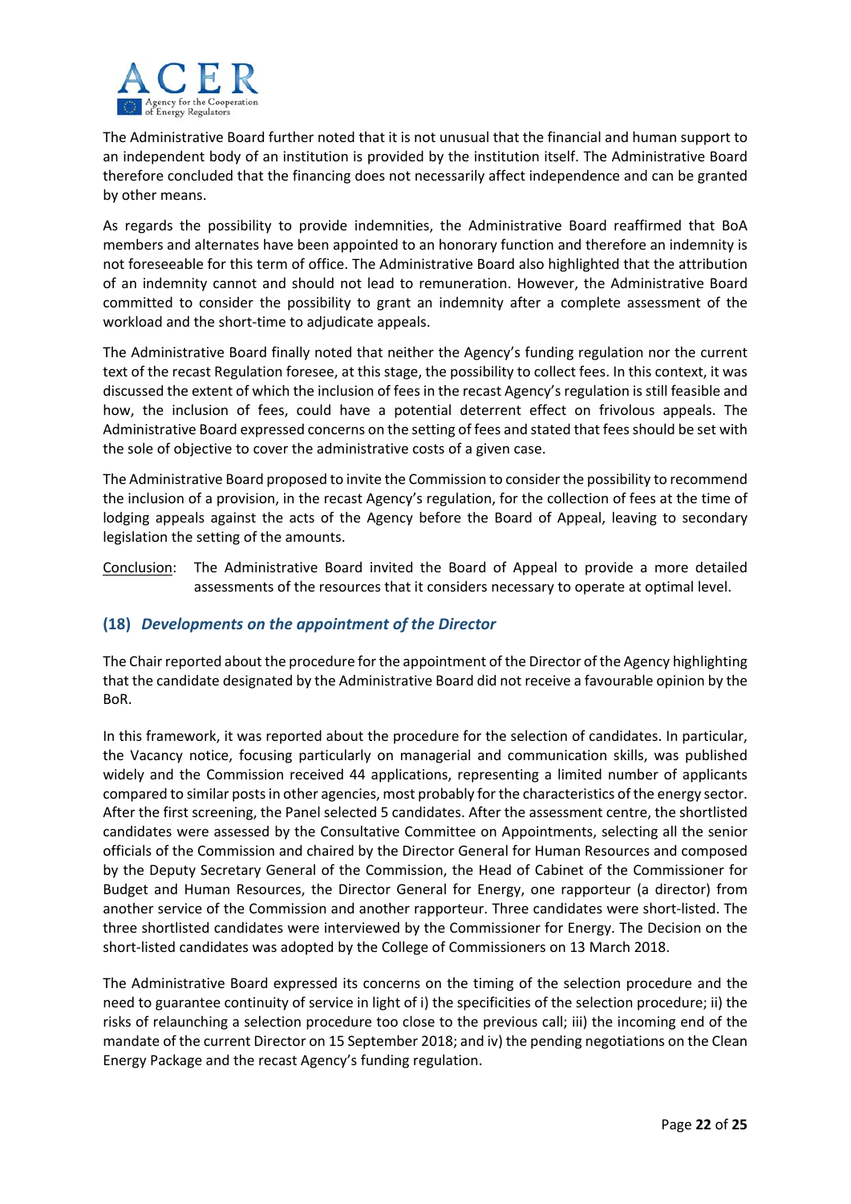The Administrative Board further noted that it is not unusual that the financial and human support to an independent body of an institution is provided by the institution itself. The Administrative Board therefore concluded that the financing does not necessarily affect independence and can be granted by other means.

As regards the possibility to provide indemnities, the Administrative Board reaffirmed that BoA members and alternates have been appointed to an honorary function and therefore an indemnity is not foreseeable for this term of office. The Administrative Board also highlighted that the attribution of an indemnity cannot and should not lead to remuneration. However, the Administrative Board committed to consider the possibility to grant an indemnity after a complete assessment of the workload and the short-time to adjudicate appeals.

The Administrative Board finally noted that neither the Agency's funding regulation nor the current text of the recast Regulation foresee, at this stage, the possibility to collect fees. In this context, it was discussed the extent of which the inclusion of fees in the recast Agency's regulation is still feasible and how, the inclusion of fees, could have a potential deterrent effect on frivolous appeals. The Administrative Board expressed concerns on the setting of fees and stated that fees should be set with the sole of objective to cover the administrative costs of a given case.

The Administrative Board proposed to invite the Commission to consider the possibility to recommend the inclusion of a provision, in the recast Agency's regulation, for the collection of fees at the time of lodging appeals against the acts of the Agency before the Board of Appeal, leaving to secondary legislation the setting of the amounts.

Conclusion: The Administrative Board invited the Board of Appeal to provide a more detailed assessments of the resources that it considers necessary to operate at optimal level.

## (18) *Developments on the appointment of the Director*

The Chair reported about the procedure for the appointment of the Director of the Agency highlighting that the candidate designated by the Administrative Board did not receive a favourable opinion by the BoR.

In this framework, it was reported about the procedure for the selection of candidates. In particular, the Vacancy notice, focusing particularly on managerial and communication skills, was published widely and the Commission received 44 applications, representing a limited number of applicants compared to similar posts in other agencies, most probably for the characteristics of the energy sector. After the first screening, the Panel selected 5 candidates. After the assessment centre, the shortlisted candidates were assessed by the Consultative Committee on Appointments, selecting all the senior officials of the Commission and chaired by the Director General for Human Resources and composed by the Deputy Secretary General of the Commission, the Head of Cabinet of the Commissioner for Budget and Human Resources, the Director General for Energy, one rapporteur (a director) from another service of the Commission and another rapporteur. Three candidates were short-listed. The three shortlisted candidates were interviewed by the Commissioner for Energy. The Decision on the short-listed candidates was adopted by the College of Commissioners on 13 March 2018.

The Administrative Board expressed its concerns on the timing of the selection procedure and the need to guarantee continuity of service in light of i) the specificities of the selection procedure; ii) the risks of relaunching a selection procedure too close to the previous call; iii) the incoming end of the mandate of the current Director on 15 September 2018; and iv) the pending negotiations on the Clean Energy Package and the recast Agency's funding regulation.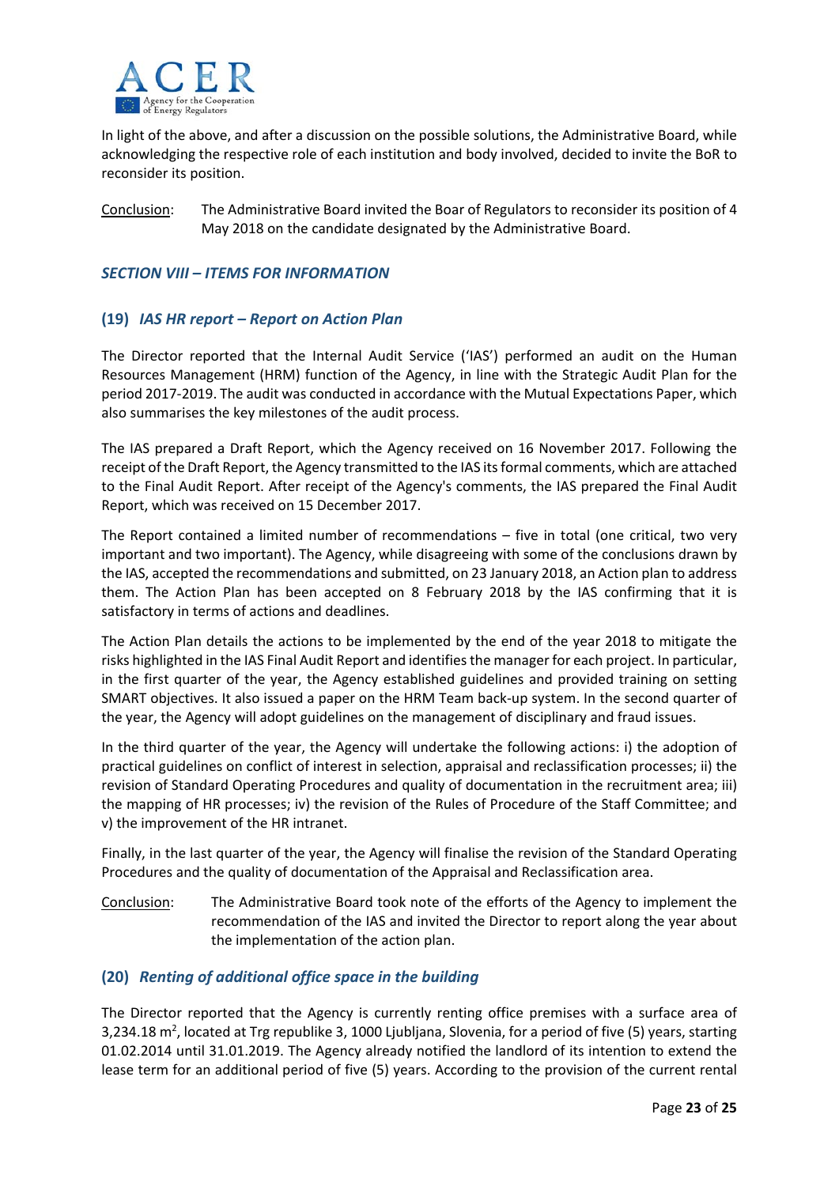In light of the above, and after a discussion on the possible solutions, the Administrative Board, while acknowledging the respective role of each institution and body involved, decided to invite the BoR to reconsider its position.

Conclusion: The Administrative Board invited the Boar of Regulators to reconsider its position of 4 May 2018 on the candidate designated by the Administrative Board.

### *SECTION VIII – ITEMS FOR INFORMATION*

### (19) *IAS HR report – Report on Action Plan*

The Director reported that the Internal Audit Service ('IAS') performed an audit on the Human Resources Management (HRM) function of the Agency, in line with the Strategic Audit Plan for the period 2017-2019. The audit was conducted in accordance with the Mutual Expectations Paper, which also summarises the key milestones of the audit process.

The IAS prepared a Draft Report, which the Agency received on 16 November 2017. Following the receipt of the Draft Report, the Agency transmitted to the IAS its formal comments, which are attached to the Final Audit Report. After receipt of the Agency's comments, the IAS prepared the Final Audit Report, which was received on 15 December 2017.

The Report contained a limited number of recommendations – five in total (one critical, two very important and two important). The Agency, while disagreeing with some of the conclusions drawn by the IAS, accepted the recommendations and submitted, on 23 January 2018, an Action plan to address them. The Action Plan has been accepted on 8 February 2018 by the IAS confirming that it is satisfactory in terms of actions and deadlines.

The Action Plan details the actions to be implemented by the end of the year 2018 to mitigate the risks highlighted in the IAS Final Audit Report and identifies the manager for each project. In particular, in the first quarter of the year, the Agency established guidelines and provided training on setting SMART objectives. It also issued a paper on the HRM Team back-up system. In the second quarter of the year, the Agency will adopt guidelines on the management of disciplinary and fraud issues.

In the third quarter of the year, the Agency will undertake the following actions: i) the adoption of practical guidelines on conflict of interest in selection, appraisal and reclassification processes; ii) the revision of Standard Operating Procedures and quality of documentation in the recruitment area; iii) the mapping of HR processes; iv) the revision of the Rules of Procedure of the Staff Committee; and v) the improvement of the HR intranet.

Finally, in the last quarter of the year, the Agency will finalise the revision of the Standard Operating Procedures and the quality of documentation of the Appraisal and Reclassification area.

Conclusion: The Administrative Board took note of the efforts of the Agency to implement the recommendation of the IAS and invited the Director to report along the year about the implementation of the action plan.

### (20) *Renting of additional office space in the building*

The Director reported that the Agency is currently renting office premises with a surface area of 3,234.18 m$^2$, located at Trg republike 3, 1000 Ljubljana, Slovenia, for a period of five (5) years, starting 01.02.2014 until 31.01.2019. The Agency already notified the landlord of its intention to extend the lease term for an additional period of five (5) years. According to the provision of the current rental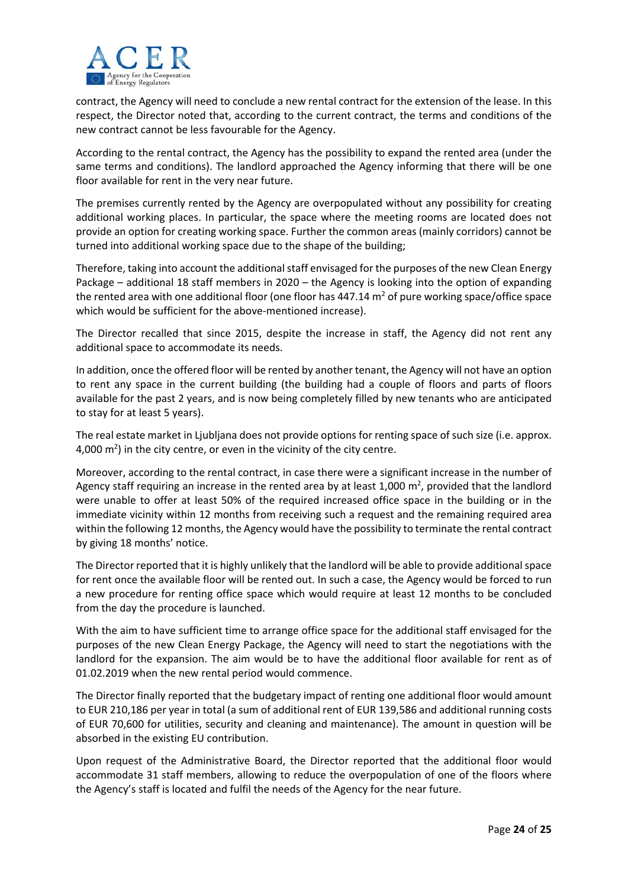contract, the Agency will need to conclude a new rental contract for the extension of the lease. In this respect, the Director noted that, according to the current contract, the terms and conditions of the new contract cannot be less favourable for the Agency.

According to the rental contract, the Agency has the possibility to expand the rented area (under the same terms and conditions). The landlord approached the Agency informing that there will be one floor available for rent in the very near future.

The premises currently rented by the Agency are overpopulated without any possibility for creating additional working places. In particular, the space where the meeting rooms are located does not provide an option for creating working space. Further the common areas (mainly corridors) cannot be turned into additional working space due to the shape of the building;

Therefore, taking into account the additional staff envisaged for the purposes of the new Clean Energy Package – additional 18 staff members in 2020 – the Agency is looking into the option of expanding the rented area with one additional floor (one floor has 447.14 $m^2$ of pure working space/office space which would be sufficient for the above-mentioned increase).

The Director recalled that since 2015, despite the increase in staff, the Agency did not rent any additional space to accommodate its needs.

In addition, once the offered floor will be rented by another tenant, the Agency will not have an option to rent any space in the current building (the building had a couple of floors and parts of floors available for the past 2 years, and is now being completely filled by new tenants who are anticipated to stay for at least 5 years).

The real estate market in Ljubljana does not provide options for renting space of such size (i.e. approx. 4,000 $m^2$) in the city centre, or even in the vicinity of the city centre.

Moreover, according to the rental contract, in case there were a significant increase in the number of Agency staff requiring an increase in the rented area by at least 1,000 $m^2$, provided that the landlord were unable to offer at least 50% of the required increased office space in the building or in the immediate vicinity within 12 months from receiving such a request and the remaining required area within the following 12 months, the Agency would have the possibility to terminate the rental contract by giving 18 months' notice.

The Director reported that it is highly unlikely that the landlord will be able to provide additional space for rent once the available floor will be rented out. In such a case, the Agency would be forced to run a new procedure for renting office space which would require at least 12 months to be concluded from the day the procedure is launched.

With the aim to have sufficient time to arrange office space for the additional staff envisaged for the purposes of the new Clean Energy Package, the Agency will need to start the negotiations with the landlord for the expansion. The aim would be to have the additional floor available for rent as of 01.02.2019 when the new rental period would commence.

The Director finally reported that the budgetary impact of renting one additional floor would amount to EUR 210,186 per year in total (a sum of additional rent of EUR 139,586 and additional running costs of EUR 70,600 for utilities, security and cleaning and maintenance). The amount in question will be absorbed in the existing EU contribution.

Upon request of the Administrative Board, the Director reported that the additional floor would accommodate 31 staff members, allowing to reduce the overpopulation of one of the floors where the Agency's staff is located and fulfil the needs of the Agency for the near future.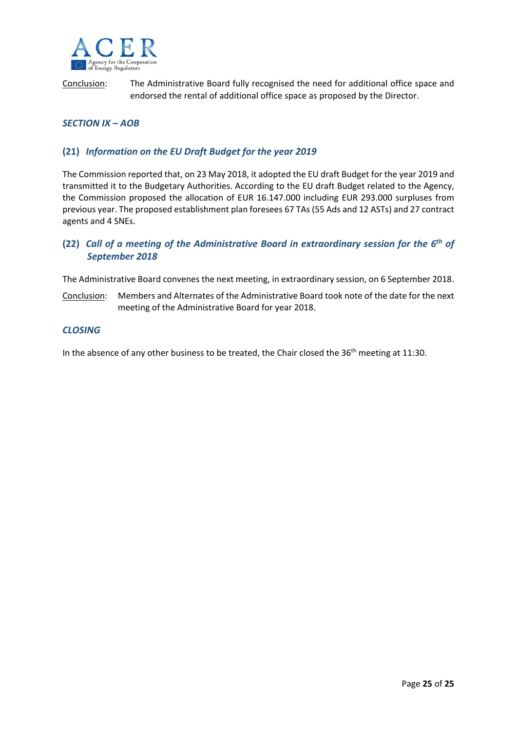Conclusion: The Administrative Board fully recognised the need for additional office space and endorsed the rental of additional office space as proposed by the Director.

### *SECTION IX – AOB*

### (21) *Information on the EU Draft Budget for the year 2019*

The Commission reported that, on 23 May 2018, it adopted the EU draft Budget for the year 2019 and transmitted it to the Budgetary Authorities. According to the EU draft Budget related to the Agency, the Commission proposed the allocation of EUR 16.147.000 including EUR 293.000 surpluses from previous year. The proposed establishment plan foresees 67 TAs (55 Ads and 12 ASTs) and 27 contract agents and 4 SNEs.

### (22) *Call of a meeting of the Administrative Board in extraordinary session for the 6th of September 2018*

The Administrative Board convenes the next meeting, in extraordinary session, on 6 September 2018.

Conclusion: Members and Alternates of the Administrative Board took note of the date for the next meeting of the Administrative Board for year 2018.

### *CLOSING*

In the absence of any other business to be treated, the Chair closed the 36th meeting at 11:30.